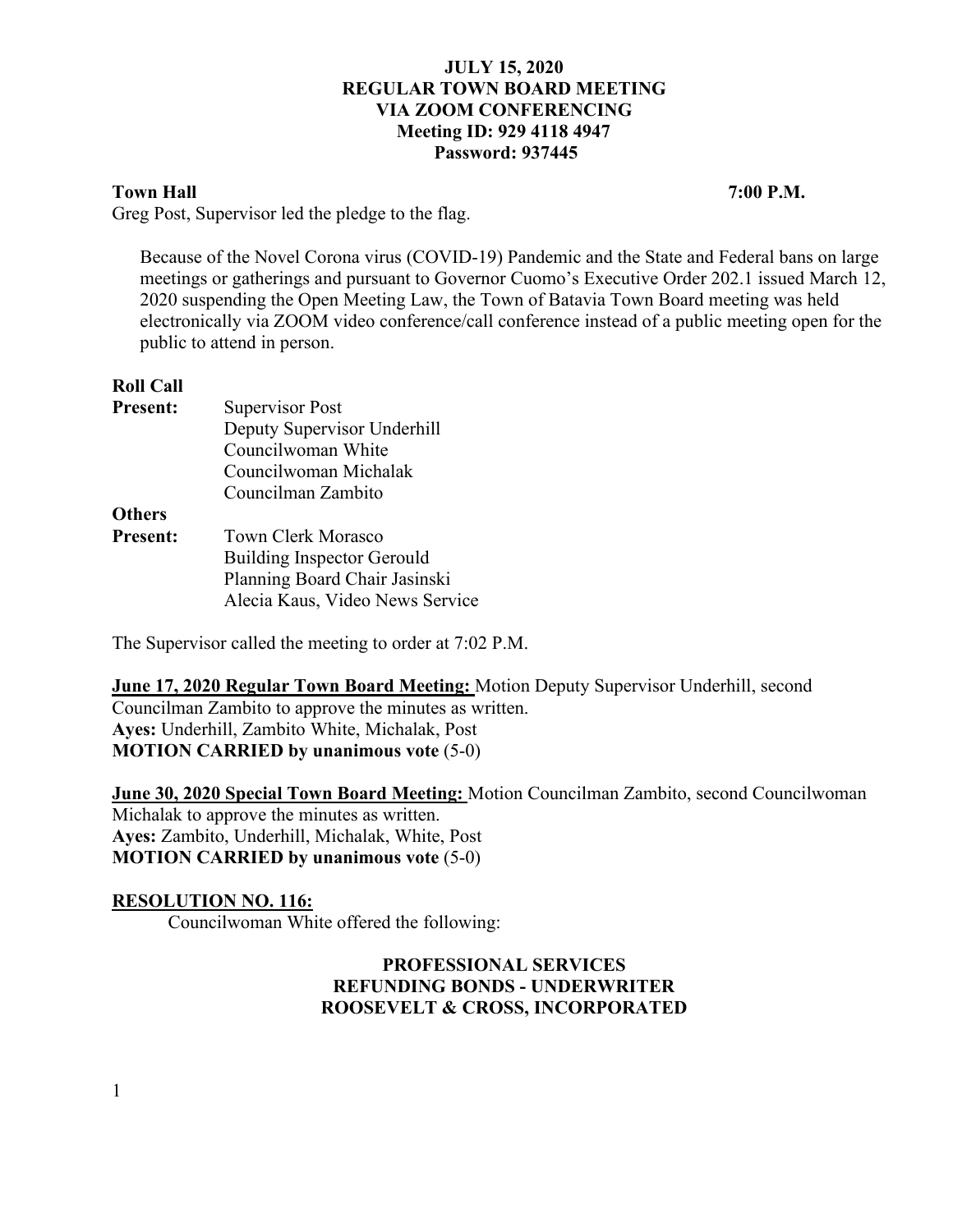**JULY 15, 2020**
**REGULAR TOWN BOARD MEETING**
**VIA ZOOM CONFERENCING**
**Meeting ID: 929 4118 4947**
**Password: 937445**

**Town Hall** **7:00 P.M.**

Greg Post, Supervisor led the pledge to the flag.

> Because of the Novel Corona virus (COVID-19) Pandemic and the State and Federal bans on large meetings or gatherings and pursuant to Governor Cuomo's Executive Order 202.1 issued March 12, 2020 suspending the Open Meeting Law, the Town of Batavia Town Board meeting was held electronically via ZOOM video conference/call conference instead of a public meeting open for the public to attend in person.

**Roll Call**

**Present:** Supervisor Post
Deputy Supervisor Underhill
Councilwoman White
Councilwoman Michalak
Councilman Zambito

**Others**
**Present:** Town Clerk Morasco
Building Inspector Gerould
Planning Board Chair Jasinski
Alecia Kaus, Video News Service

The Supervisor called the meeting to order at 7:02 P.M.

**June 17, 2020 Regular Town Board Meeting:** Motion Deputy Supervisor Underhill, second Councilman Zambito to approve the minutes as written.
**Ayes:** Underhill, Zambito White, Michalak, Post
**MOTION CARRIED by unanimous vote** (5-0)

**June 30, 2020 Special Town Board Meeting:** Motion Councilman Zambito, second Councilwoman Michalak to approve the minutes as written.
**Ayes:** Zambito, Underhill, Michalak, White, Post
**MOTION CARRIED by unanimous vote** (5-0)

**RESOLUTION NO. 116:**

Councilwoman White offered the following:

**PROFESSIONAL SERVICES**
**REFUNDING BONDS - UNDERWRITER**
**ROOSEVELT & CROSS, INCORPORATED**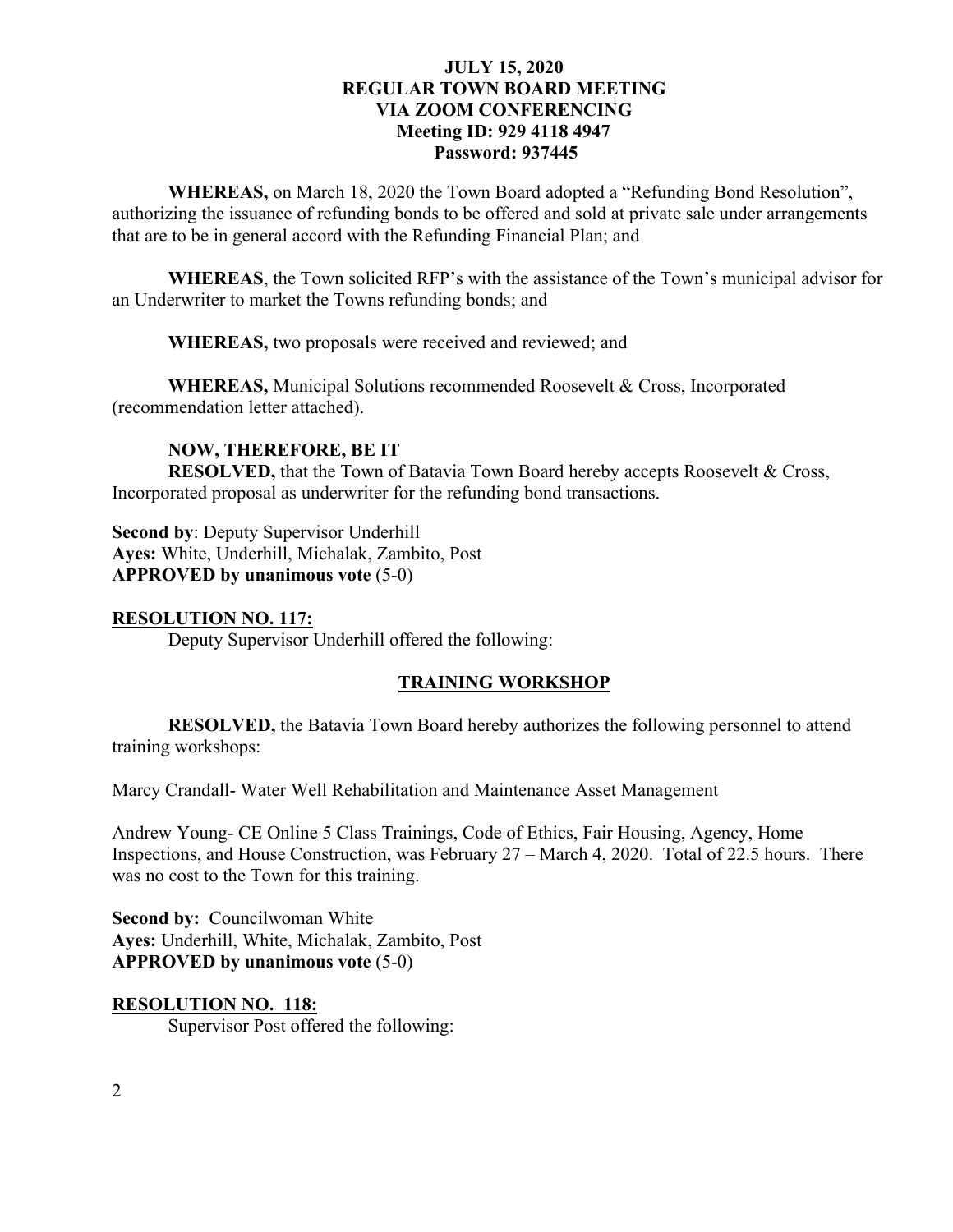**WHEREAS,** on March 18, 2020 the Town Board adopted a "Refunding Bond Resolution", authorizing the issuance of refunding bonds to be offered and sold at private sale under arrangements that are to be in general accord with the Refunding Financial Plan; and

**WHEREAS**, the Town solicited RFP's with the assistance of the Town's municipal advisor for an Underwriter to market the Towns refunding bonds; and

**WHEREAS,** two proposals were received and reviewed; and

**WHEREAS,** Municipal Solutions recommended Roosevelt & Cross, Incorporated (recommendation letter attached).

**NOW, THEREFORE, BE IT**
**RESOLVED,** that the Town of Batavia Town Board hereby accepts Roosevelt & Cross, Incorporated proposal as underwriter for the refunding bond transactions.

**Second by**: Deputy Supervisor Underhill
**Ayes:** White, Underhill, Michalak, Zambito, Post
**APPROVED by unanimous vote** (5-0)

**RESOLUTION NO. 117:**

Deputy Supervisor Underhill offered the following:

**TRAINING WORKSHOP**

**RESOLVED,** the Batavia Town Board hereby authorizes the following personnel to attend training workshops:

Marcy Crandall- Water Well Rehabilitation and Maintenance Asset Management

Andrew Young- CE Online 5 Class Trainings, Code of Ethics, Fair Housing, Agency, Home Inspections, and House Construction, was February 27 – March 4, 2020. Total of 22.5 hours. There was no cost to the Town for this training.

**Second by:** Councilwoman White
**Ayes:** Underhill, White, Michalak, Zambito, Post
**APPROVED by unanimous vote** (5-0)

**RESOLUTION NO. 118:**

Supervisor Post offered the following: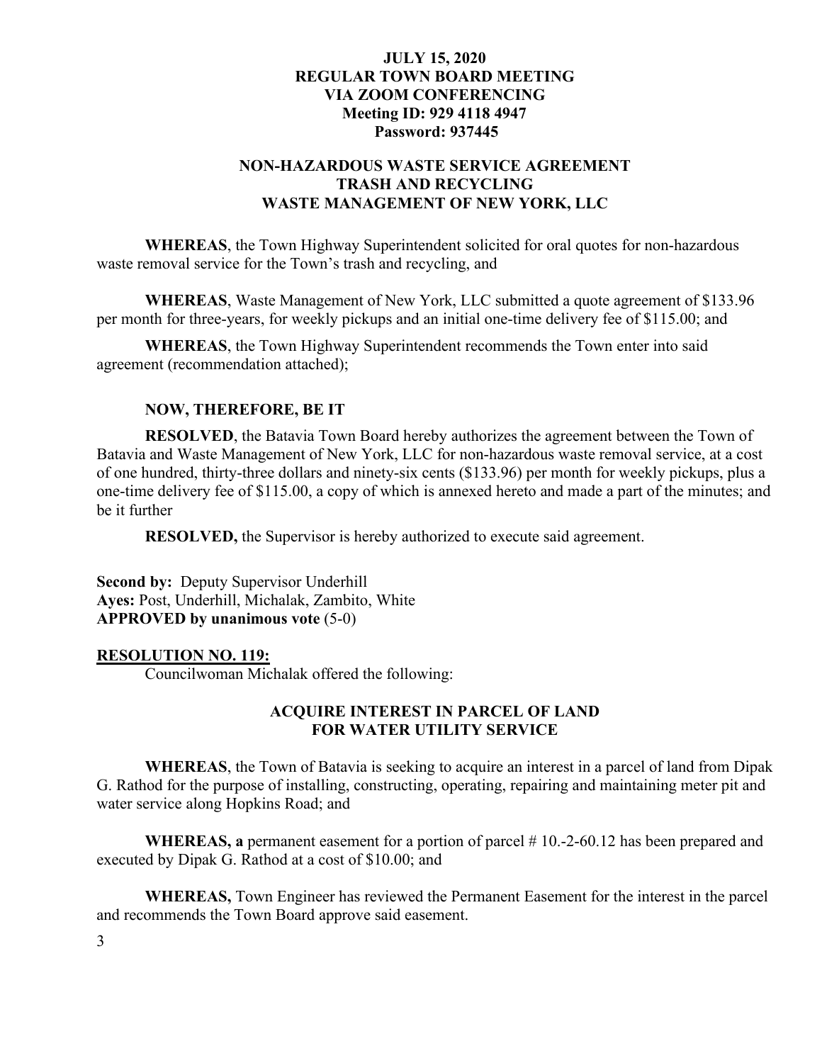**JULY 15, 2020**
**REGULAR TOWN BOARD MEETING**
**VIA ZOOM CONFERENCING**
**Meeting ID: 929 4118 4947**
**Password: 937445**

**NON-HAZARDOUS WASTE SERVICE AGREEMENT**
**TRASH AND RECYCLING**
**WASTE MANAGEMENT OF NEW YORK, LLC**

**WHEREAS**, the Town Highway Superintendent solicited for oral quotes for non-hazardous waste removal service for the Town's trash and recycling, and

**WHEREAS**, Waste Management of New York, LLC submitted a quote agreement of $133.96 per month for three-years, for weekly pickups and an initial one-time delivery fee of $115.00; and

**WHEREAS**, the Town Highway Superintendent recommends the Town enter into said agreement (recommendation attached);

**NOW, THEREFORE, BE IT**

**RESOLVED**, the Batavia Town Board hereby authorizes the agreement between the Town of Batavia and Waste Management of New York, LLC for non-hazardous waste removal service, at a cost of one hundred, thirty-three dollars and ninety-six cents ($133.96) per month for weekly pickups, plus a one-time delivery fee of $115.00, a copy of which is annexed hereto and made a part of the minutes; and be it further

**RESOLVED,** the Supervisor is hereby authorized to execute said agreement.

**Second by:** Deputy Supervisor Underhill
**Ayes:** Post, Underhill, Michalak, Zambito, White
**APPROVED by unanimous vote** (5-0)

**RESOLUTION NO. 119:**

Councilwoman Michalak offered the following:

**ACQUIRE INTEREST IN PARCEL OF LAND**
**FOR WATER UTILITY SERVICE**

**WHEREAS**, the Town of Batavia is seeking to acquire an interest in a parcel of land from Dipak G. Rathod for the purpose of installing, constructing, operating, repairing and maintaining meter pit and water service along Hopkins Road; and

**WHEREAS, a** permanent easement for a portion of parcel # 10.-2-60.12 has been prepared and executed by Dipak G. Rathod at a cost of $10.00; and

**WHEREAS,** Town Engineer has reviewed the Permanent Easement for the interest in the parcel and recommends the Town Board approve said easement.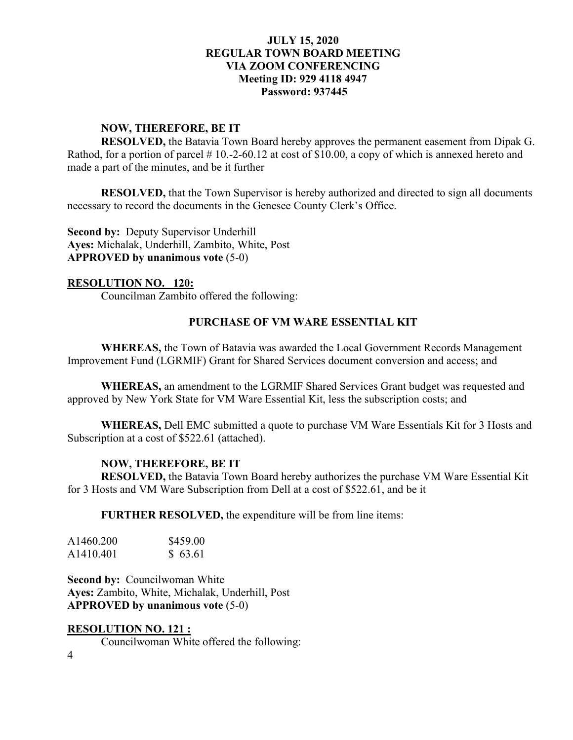**NOW, THEREFORE, BE IT**

**RESOLVED,** the Batavia Town Board hereby approves the permanent easement from Dipak G. Rathod, for a portion of parcel # 10.-2-60.12 at cost of $10.00, a copy of which is annexed hereto and made a part of the minutes, and be it further

**RESOLVED,** that the Town Supervisor is hereby authorized and directed to sign all documents necessary to record the documents in the Genesee County Clerk's Office.

**Second by:** Deputy Supervisor Underhill
**Ayes:** Michalak, Underhill, Zambito, White, Post
**APPROVED by unanimous vote** (5-0)

**RESOLUTION NO. 120:**

Councilman Zambito offered the following:

**PURCHASE OF VM WARE ESSENTIAL KIT**

**WHEREAS,** the Town of Batavia was awarded the Local Government Records Management Improvement Fund (LGRMIF) Grant for Shared Services document conversion and access; and

**WHEREAS,** an amendment to the LGRMIF Shared Services Grant budget was requested and approved by New York State for VM Ware Essential Kit, less the subscription costs; and

**WHEREAS,** Dell EMC submitted a quote to purchase VM Ware Essentials Kit for 3 Hosts and Subscription at a cost of $522.61 (attached).

**NOW, THEREFORE, BE IT**

**RESOLVED,** the Batavia Town Board hereby authorizes the purchase VM Ware Essential Kit for 3 Hosts and VM Ware Subscription from Dell at a cost of $522.61, and be it

**FURTHER RESOLVED,** the expenditure will be from line items:

| | |
|---|---|
| A1460.200 | $459.00 |
| A1410.401 | $ 63.61 |

**Second by:** Councilwoman White
**Ayes:** Zambito, White, Michalak, Underhill, Post
**APPROVED by unanimous vote** (5-0)

**RESOLUTION NO. 121 :**

Councilwoman White offered the following: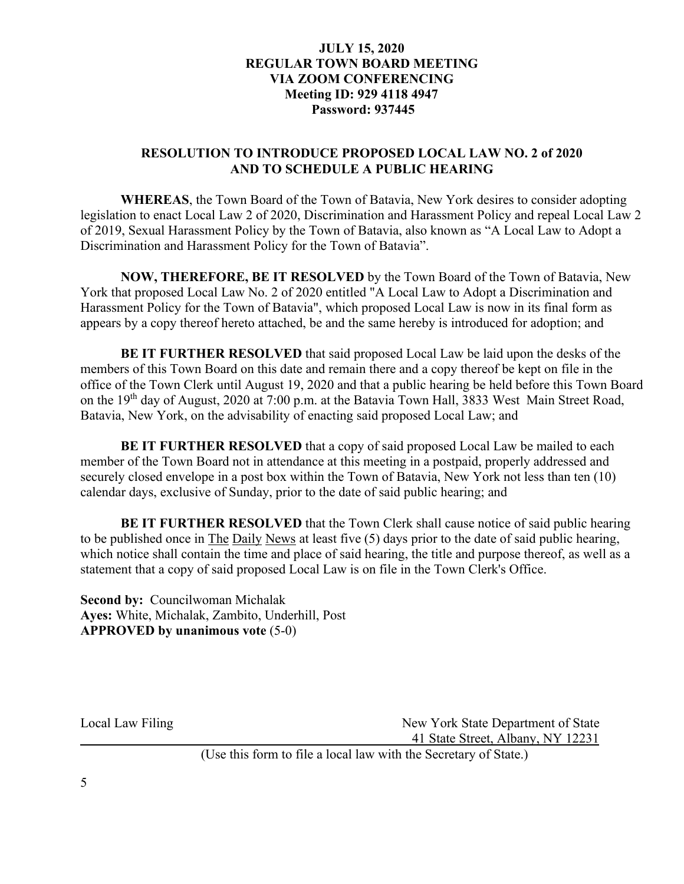**JULY 15, 2020**
**REGULAR TOWN BOARD MEETING**
**VIA ZOOM CONFERENCING**
**Meeting ID: 929 4118 4947**
**Password: 937445**

## RESOLUTION TO INTRODUCE PROPOSED LOCAL LAW NO. 2 of 2020 AND TO SCHEDULE A PUBLIC HEARING

**WHEREAS**, the Town Board of the Town of Batavia, New York desires to consider adopting legislation to enact Local Law 2 of 2020, Discrimination and Harassment Policy and repeal Local Law 2 of 2019, Sexual Harassment Policy by the Town of Batavia, also known as "A Local Law to Adopt a Discrimination and Harassment Policy for the Town of Batavia".

**NOW, THEREFORE, BE IT RESOLVED** by the Town Board of the Town of Batavia, New York that proposed Local Law No. 2 of 2020 entitled "A Local Law to Adopt a Discrimination and Harassment Policy for the Town of Batavia", which proposed Local Law is now in its final form as appears by a copy thereof hereto attached, be and the same hereby is introduced for adoption; and

**BE IT FURTHER RESOLVED** that said proposed Local Law be laid upon the desks of the members of this Town Board on this date and remain there and a copy thereof be kept on file in the office of the Town Clerk until August 19, 2020 and that a public hearing be held before this Town Board on the 19th day of August, 2020 at 7:00 p.m. at the Batavia Town Hall, 3833 West Main Street Road, Batavia, New York, on the advisability of enacting said proposed Local Law; and

**BE IT FURTHER RESOLVED** that a copy of said proposed Local Law be mailed to each member of the Town Board not in attendance at this meeting in a postpaid, properly addressed and securely closed envelope in a post box within the Town of Batavia, New York not less than ten (10) calendar days, exclusive of Sunday, prior to the date of said public hearing; and

**BE IT FURTHER RESOLVED** that the Town Clerk shall cause notice of said public hearing to be published once in The Daily News at least five (5) days prior to the date of said public hearing, which notice shall contain the time and place of said hearing, the title and purpose thereof, as well as a statement that a copy of said proposed Local Law is on file in the Town Clerk's Office.

**Second by:** Councilwoman Michalak
**Ayes:** White, Michalak, Zambito, Underhill, Post
**APPROVED by unanimous vote** (5-0)

Local Law Filing — New York State Department of State
41 State Street, Albany, NY 12231

(Use this form to file a local law with the Secretary of State.)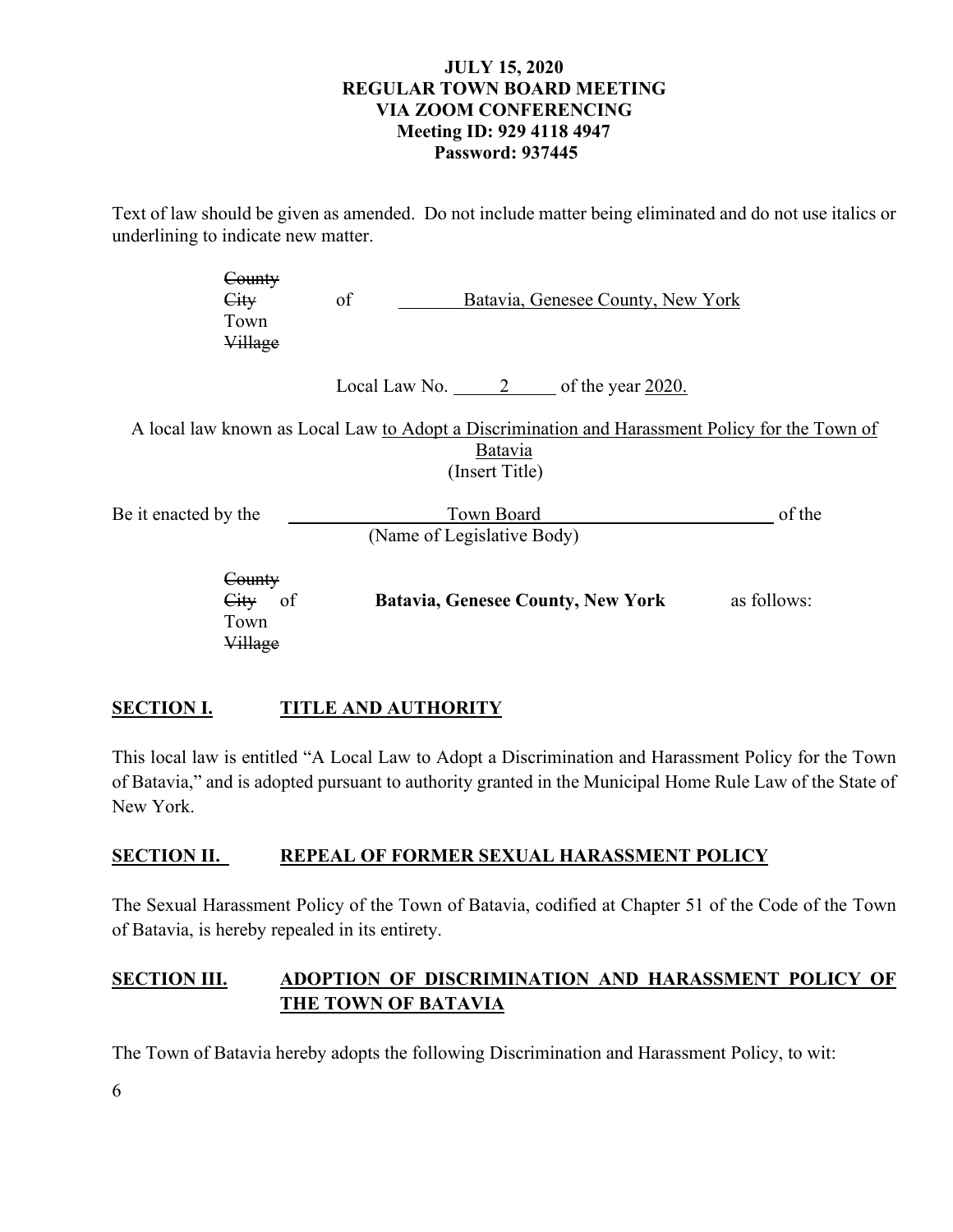**JULY 15, 2020**
**REGULAR TOWN BOARD MEETING**
**VIA ZOOM CONFERENCING**
**Meeting ID: 929 4118 4947**
**Password: 937445**

Text of law should be given as amended. Do not include matter being eliminated and do not use italics or underlining to indicate new matter.

~~County~~
~~City~~ of Batavia, Genesee County, New York
Town
~~Village~~

Local Law No. 2 of the year 2020.

A local law known as Local Law to Adopt a Discrimination and Harassment Policy for the Town of Batavia
(Insert Title)

Be it enacted by the Town Board of the
(Name of Legislative Body)

~~County~~
~~City~~ of **Batavia, Genesee County, New York** as follows:
Town
~~Village~~

## SECTION I. TITLE AND AUTHORITY

This local law is entitled "A Local Law to Adopt a Discrimination and Harassment Policy for the Town of Batavia," and is adopted pursuant to authority granted in the Municipal Home Rule Law of the State of New York.

## SECTION II. REPEAL OF FORMER SEXUAL HARASSMENT POLICY

The Sexual Harassment Policy of the Town of Batavia, codified at Chapter 51 of the Code of the Town of Batavia, is hereby repealed in its entirety.

## SECTION III. ADOPTION OF DISCRIMINATION AND HARASSMENT POLICY OF THE TOWN OF BATAVIA

The Town of Batavia hereby adopts the following Discrimination and Harassment Policy, to wit: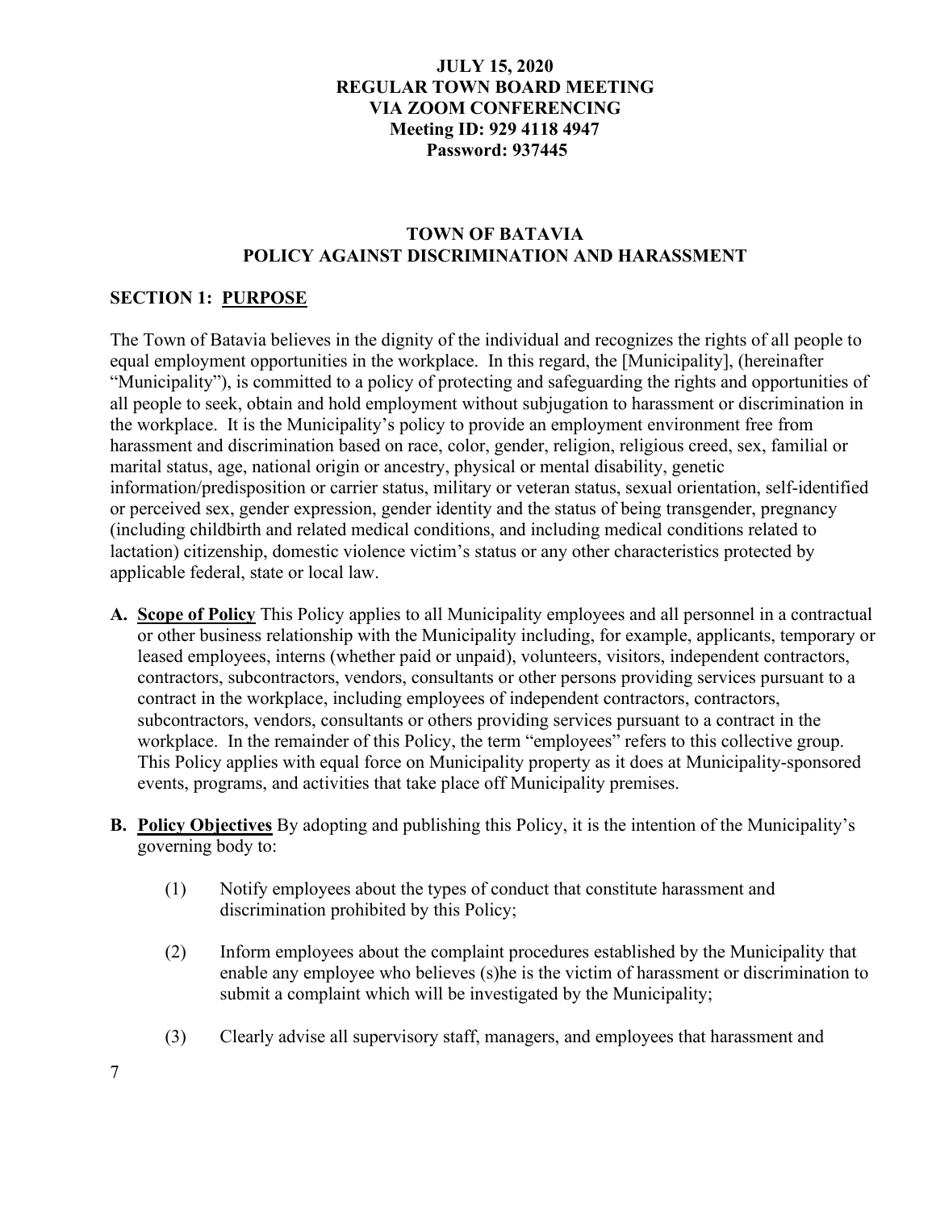**JULY 15, 2020**
**REGULAR TOWN BOARD MEETING**
**VIA ZOOM CONFERENCING**
**Meeting ID: 929 4118 4947**
**Password: 937445**

# TOWN OF BATAVIA
# POLICY AGAINST DISCRIMINATION AND HARASSMENT

## SECTION 1: PURPOSE

The Town of Batavia believes in the dignity of the individual and recognizes the rights of all people to equal employment opportunities in the workplace. In this regard, the [Municipality], (hereinafter "Municipality"), is committed to a policy of protecting and safeguarding the rights and opportunities of all people to seek, obtain and hold employment without subjugation to harassment or discrimination in the workplace. It is the Municipality's policy to provide an employment environment free from harassment and discrimination based on race, color, gender, religion, religious creed, sex, familial or marital status, age, national origin or ancestry, physical or mental disability, genetic information/predisposition or carrier status, military or veteran status, sexual orientation, self-identified or perceived sex, gender expression, gender identity and the status of being transgender, pregnancy (including childbirth and related medical conditions, and including medical conditions related to lactation) citizenship, domestic violence victim's status or any other characteristics protected by applicable federal, state or local law.

**A. Scope of Policy** This Policy applies to all Municipality employees and all personnel in a contractual or other business relationship with the Municipality including, for example, applicants, temporary or leased employees, interns (whether paid or unpaid), volunteers, visitors, independent contractors, contractors, subcontractors, vendors, consultants or other persons providing services pursuant to a contract in the workplace, including employees of independent contractors, contractors, subcontractors, vendors, consultants or others providing services pursuant to a contract in the workplace. In the remainder of this Policy, the term "employees" refers to this collective group. This Policy applies with equal force on Municipality property as it does at Municipality-sponsored events, programs, and activities that take place off Municipality premises.

**B. Policy Objectives** By adopting and publishing this Policy, it is the intention of the Municipality's governing body to:

(1) Notify employees about the types of conduct that constitute harassment and discrimination prohibited by this Policy;

(2) Inform employees about the complaint procedures established by the Municipality that enable any employee who believes (s)he is the victim of harassment or discrimination to submit a complaint which will be investigated by the Municipality;

(3) Clearly advise all supervisory staff, managers, and employees that harassment and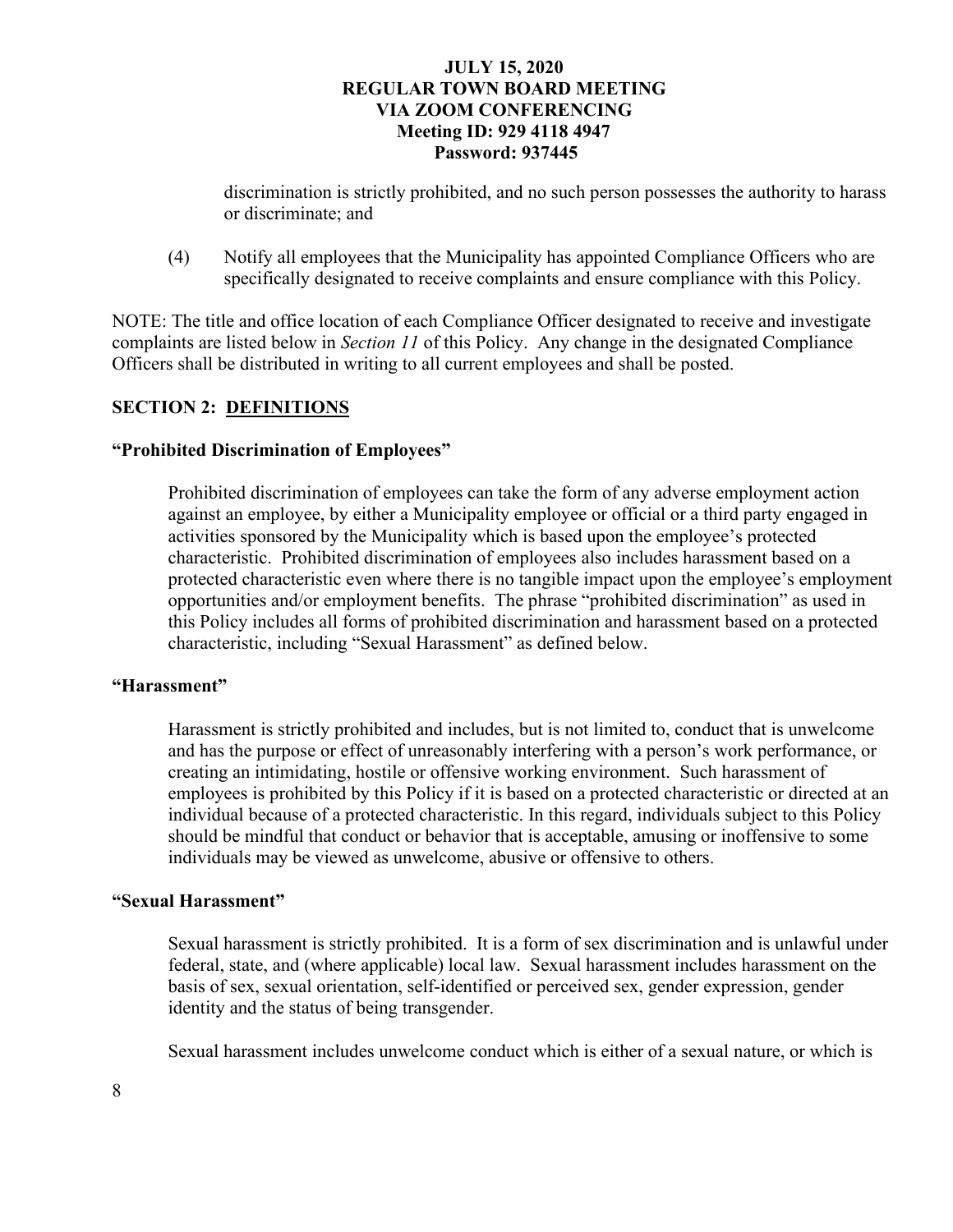discrimination is strictly prohibited, and no such person possesses the authority to harass or discriminate; and

(4) Notify all employees that the Municipality has appointed Compliance Officers who are specifically designated to receive complaints and ensure compliance with this Policy.

NOTE: The title and office location of each Compliance Officer designated to receive and investigate complaints are listed below in *Section 11* of this Policy. Any change in the designated Compliance Officers shall be distributed in writing to all current employees and shall be posted.

## SECTION 2: DEFINITIONS

### "Prohibited Discrimination of Employees"

Prohibited discrimination of employees can take the form of any adverse employment action against an employee, by either a Municipality employee or official or a third party engaged in activities sponsored by the Municipality which is based upon the employee's protected characteristic. Prohibited discrimination of employees also includes harassment based on a protected characteristic even where there is no tangible impact upon the employee's employment opportunities and/or employment benefits. The phrase "prohibited discrimination" as used in this Policy includes all forms of prohibited discrimination and harassment based on a protected characteristic, including "Sexual Harassment" as defined below.

### "Harassment"

Harassment is strictly prohibited and includes, but is not limited to, conduct that is unwelcome and has the purpose or effect of unreasonably interfering with a person's work performance, or creating an intimidating, hostile or offensive working environment. Such harassment of employees is prohibited by this Policy if it is based on a protected characteristic or directed at an individual because of a protected characteristic. In this regard, individuals subject to this Policy should be mindful that conduct or behavior that is acceptable, amusing or inoffensive to some individuals may be viewed as unwelcome, abusive or offensive to others.

### "Sexual Harassment"

Sexual harassment is strictly prohibited. It is a form of sex discrimination and is unlawful under federal, state, and (where applicable) local law. Sexual harassment includes harassment on the basis of sex, sexual orientation, self-identified or perceived sex, gender expression, gender identity and the status of being transgender.

Sexual harassment includes unwelcome conduct which is either of a sexual nature, or which is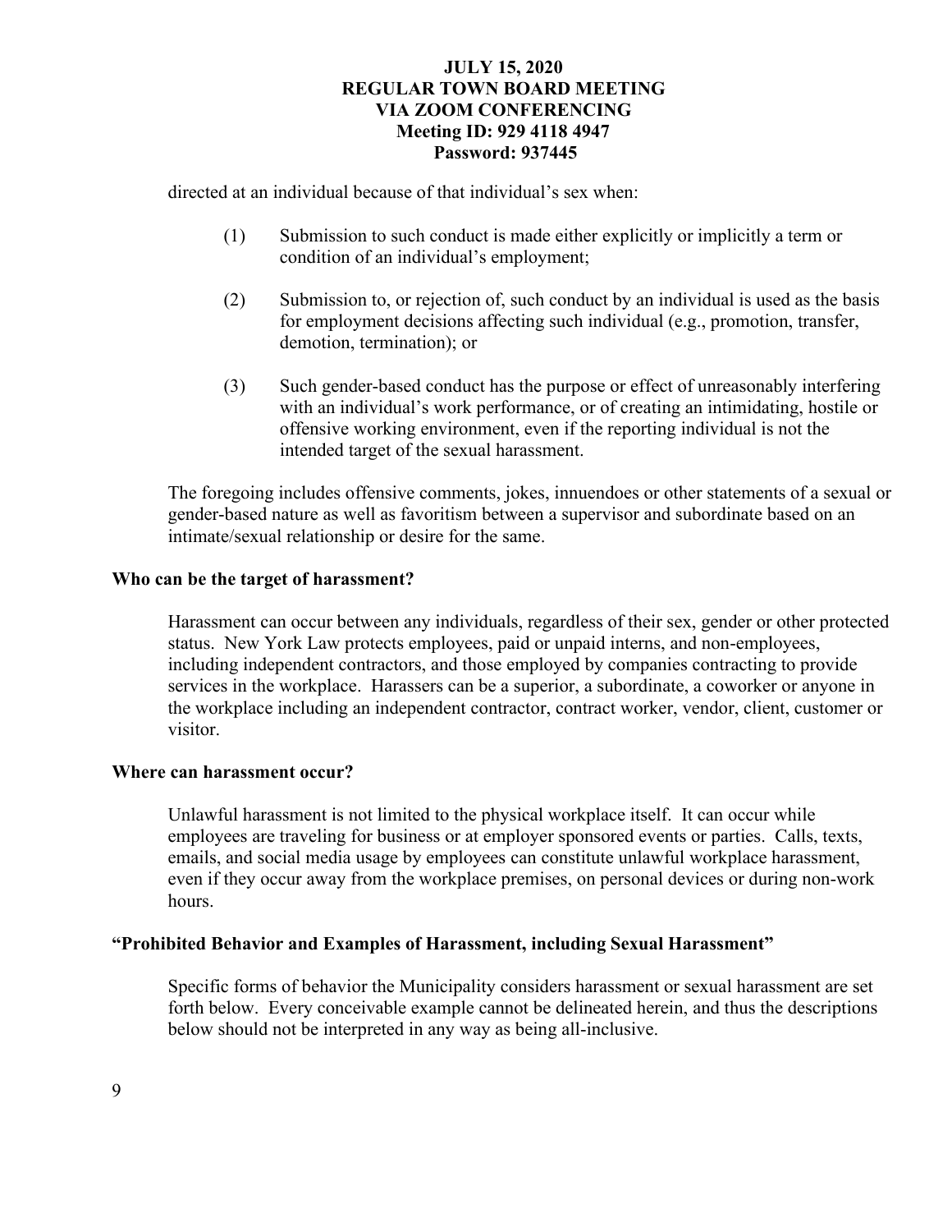directed at an individual because of that individual's sex when:

(1) Submission to such conduct is made either explicitly or implicitly a term or condition of an individual's employment;

(2) Submission to, or rejection of, such conduct by an individual is used as the basis for employment decisions affecting such individual (e.g., promotion, transfer, demotion, termination); or

(3) Such gender-based conduct has the purpose or effect of unreasonably interfering with an individual's work performance, or of creating an intimidating, hostile or offensive working environment, even if the reporting individual is not the intended target of the sexual harassment.

The foregoing includes offensive comments, jokes, innuendoes or other statements of a sexual or gender-based nature as well as favoritism between a supervisor and subordinate based on an intimate/sexual relationship or desire for the same.

**Who can be the target of harassment?**

Harassment can occur between any individuals, regardless of their sex, gender or other protected status. New York Law protects employees, paid or unpaid interns, and non-employees, including independent contractors, and those employed by companies contracting to provide services in the workplace. Harassers can be a superior, a subordinate, a coworker or anyone in the workplace including an independent contractor, contract worker, vendor, client, customer or visitor.

**Where can harassment occur?**

Unlawful harassment is not limited to the physical workplace itself. It can occur while employees are traveling for business or at employer sponsored events or parties. Calls, texts, emails, and social media usage by employees can constitute unlawful workplace harassment, even if they occur away from the workplace premises, on personal devices or during non-work hours.

**"Prohibited Behavior and Examples of Harassment, including Sexual Harassment"**

Specific forms of behavior the Municipality considers harassment or sexual harassment are set forth below. Every conceivable example cannot be delineated herein, and thus the descriptions below should not be interpreted in any way as being all-inclusive.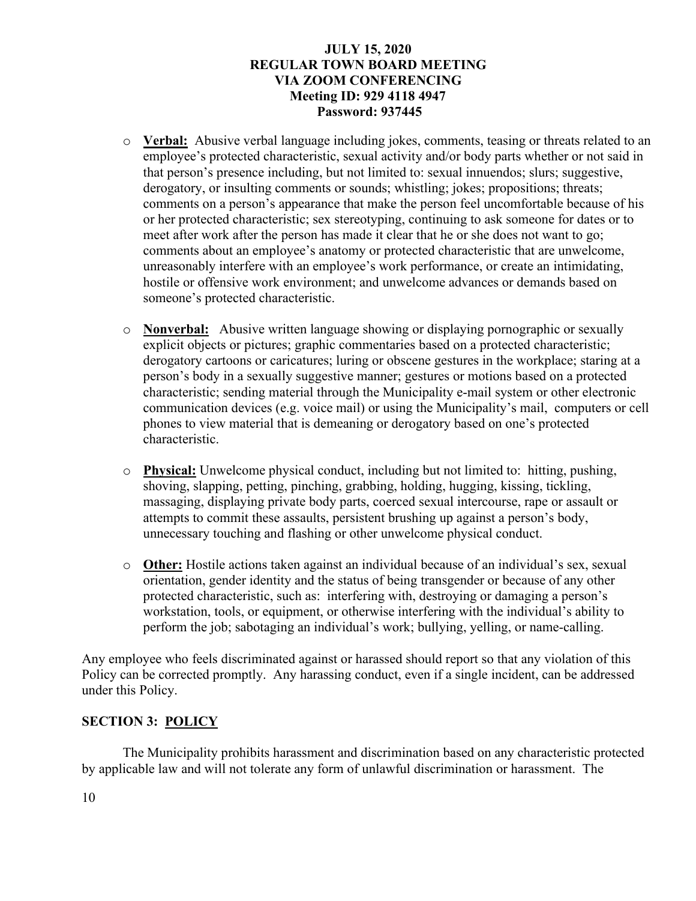- **Verbal:** Abusive verbal language including jokes, comments, teasing or threats related to an employee's protected characteristic, sexual activity and/or body parts whether or not said in that person's presence including, but not limited to: sexual innuendos; slurs; suggestive, derogatory, or insulting comments or sounds; whistling; jokes; propositions; threats; comments on a person's appearance that make the person feel uncomfortable because of his or her protected characteristic; sex stereotyping, continuing to ask someone for dates or to meet after work after the person has made it clear that he or she does not want to go; comments about an employee's anatomy or protected characteristic that are unwelcome, unreasonably interfere with an employee's work performance, or create an intimidating, hostile or offensive work environment; and unwelcome advances or demands based on someone's protected characteristic.

- **Nonverbal:** Abusive written language showing or displaying pornographic or sexually explicit objects or pictures; graphic commentaries based on a protected characteristic; derogatory cartoons or caricatures; luring or obscene gestures in the workplace; staring at a person's body in a sexually suggestive manner; gestures or motions based on a protected characteristic; sending material through the Municipality e-mail system or other electronic communication devices (e.g. voice mail) or using the Municipality's mail, computers or cell phones to view material that is demeaning or derogatory based on one's protected characteristic.

- **Physical:** Unwelcome physical conduct, including but not limited to: hitting, pushing, shoving, slapping, petting, pinching, grabbing, holding, hugging, kissing, tickling, massaging, displaying private body parts, coerced sexual intercourse, rape or assault or attempts to commit these assaults, persistent brushing up against a person's body, unnecessary touching and flashing or other unwelcome physical conduct.

- **Other:** Hostile actions taken against an individual because of an individual's sex, sexual orientation, gender identity and the status of being transgender or because of any other protected characteristic, such as: interfering with, destroying or damaging a person's workstation, tools, or equipment, or otherwise interfering with the individual's ability to perform the job; sabotaging an individual's work; bullying, yelling, or name-calling.

Any employee who feels discriminated against or harassed should report so that any violation of this Policy can be corrected promptly. Any harassing conduct, even if a single incident, can be addressed under this Policy.

## SECTION 3: POLICY

The Municipality prohibits harassment and discrimination based on any characteristic protected by applicable law and will not tolerate any form of unlawful discrimination or harassment. The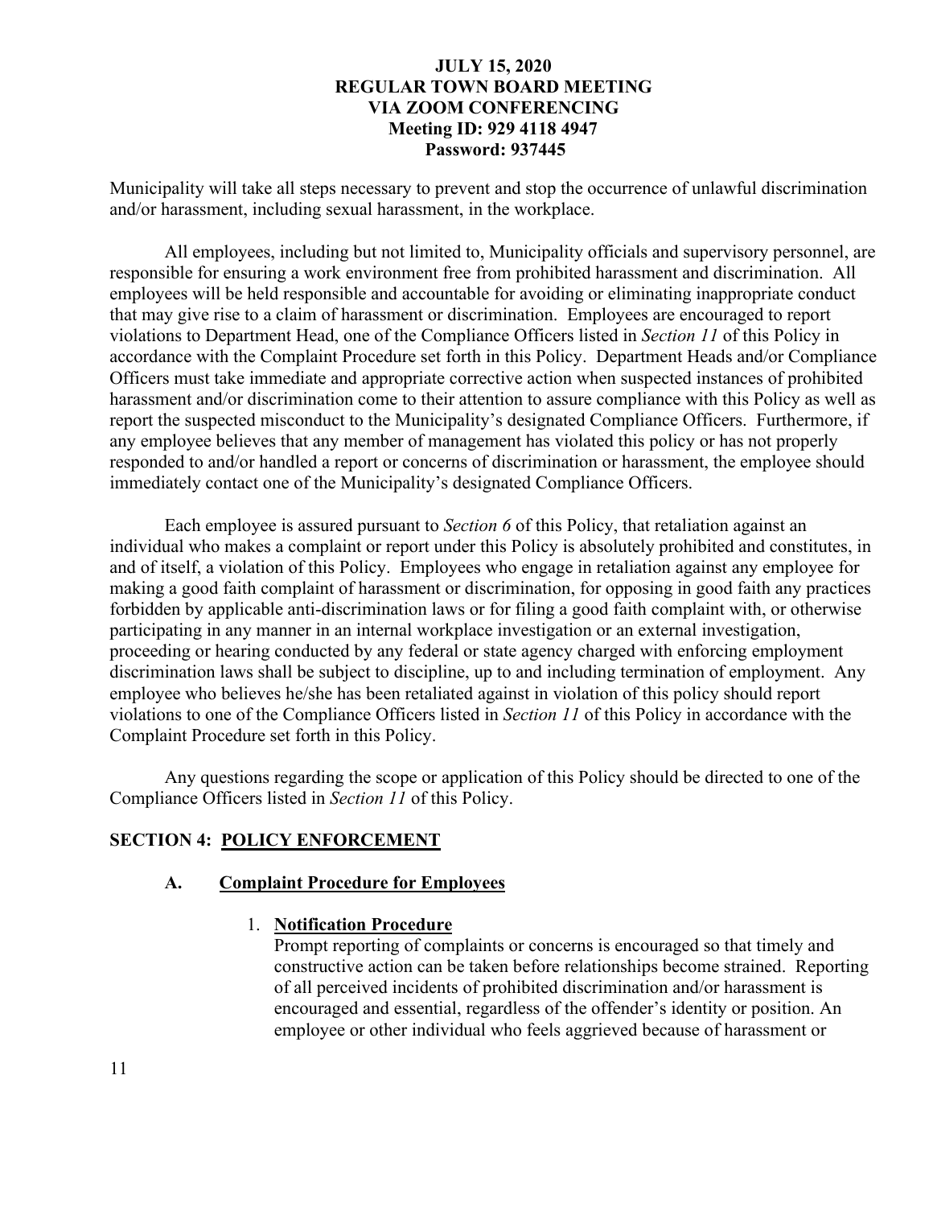Municipality will take all steps necessary to prevent and stop the occurrence of unlawful discrimination and/or harassment, including sexual harassment, in the workplace.

All employees, including but not limited to, Municipality officials and supervisory personnel, are responsible for ensuring a work environment free from prohibited harassment and discrimination. All employees will be held responsible and accountable for avoiding or eliminating inappropriate conduct that may give rise to a claim of harassment or discrimination. Employees are encouraged to report violations to Department Head, one of the Compliance Officers listed in *Section 11* of this Policy in accordance with the Complaint Procedure set forth in this Policy. Department Heads and/or Compliance Officers must take immediate and appropriate corrective action when suspected instances of prohibited harassment and/or discrimination come to their attention to assure compliance with this Policy as well as report the suspected misconduct to the Municipality's designated Compliance Officers. Furthermore, if any employee believes that any member of management has violated this policy or has not properly responded to and/or handled a report or concerns of discrimination or harassment, the employee should immediately contact one of the Municipality's designated Compliance Officers.

Each employee is assured pursuant to *Section 6* of this Policy, that retaliation against an individual who makes a complaint or report under this Policy is absolutely prohibited and constitutes, in and of itself, a violation of this Policy. Employees who engage in retaliation against any employee for making a good faith complaint of harassment or discrimination, for opposing in good faith any practices forbidden by applicable anti-discrimination laws or for filing a good faith complaint with, or otherwise participating in any manner in an internal workplace investigation or an external investigation, proceeding or hearing conducted by any federal or state agency charged with enforcing employment discrimination laws shall be subject to discipline, up to and including termination of employment. Any employee who believes he/she has been retaliated against in violation of this policy should report violations to one of the Compliance Officers listed in *Section 11* of this Policy in accordance with the Complaint Procedure set forth in this Policy.

Any questions regarding the scope or application of this Policy should be directed to one of the Compliance Officers listed in *Section 11* of this Policy.

## SECTION 4: POLICY ENFORCEMENT

### A. Complaint Procedure for Employees

1. **Notification Procedure**

   Prompt reporting of complaints or concerns is encouraged so that timely and constructive action can be taken before relationships become strained. Reporting of all perceived incidents of prohibited discrimination and/or harassment is encouraged and essential, regardless of the offender's identity or position. An employee or other individual who feels aggrieved because of harassment or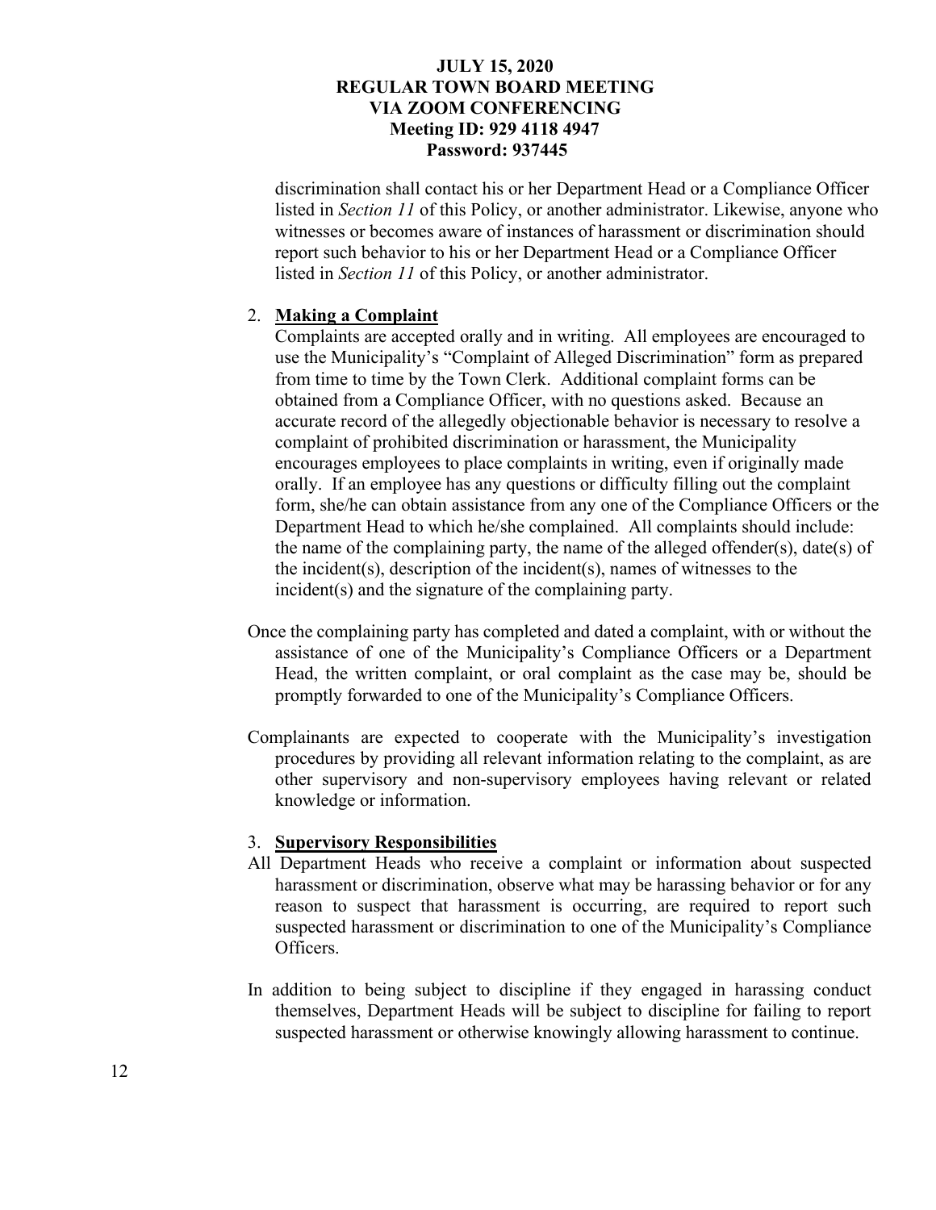discrimination shall contact his or her Department Head or a Compliance Officer listed in *Section 11* of this Policy, or another administrator. Likewise, anyone who witnesses or becomes aware of instances of harassment or discrimination should report such behavior to his or her Department Head or a Compliance Officer listed in *Section 11* of this Policy, or another administrator.

2. **Making a Complaint**

   Complaints are accepted orally and in writing. All employees are encouraged to use the Municipality's "Complaint of Alleged Discrimination" form as prepared from time to time by the Town Clerk. Additional complaint forms can be obtained from a Compliance Officer, with no questions asked. Because an accurate record of the allegedly objectionable behavior is necessary to resolve a complaint of prohibited discrimination or harassment, the Municipality encourages employees to place complaints in writing, even if originally made orally. If an employee has any questions or difficulty filling out the complaint form, she/he can obtain assistance from any one of the Compliance Officers or the Department Head to which he/she complained. All complaints should include: the name of the complaining party, the name of the alleged offender(s), date(s) of the incident(s), description of the incident(s), names of witnesses to the incident(s) and the signature of the complaining party.

Once the complaining party has completed and dated a complaint, with or without the assistance of one of the Municipality's Compliance Officers or a Department Head, the written complaint, or oral complaint as the case may be, should be promptly forwarded to one of the Municipality's Compliance Officers.

Complainants are expected to cooperate with the Municipality's investigation procedures by providing all relevant information relating to the complaint, as are other supervisory and non-supervisory employees having relevant or related knowledge or information.

3. **Supervisory Responsibilities**

All Department Heads who receive a complaint or information about suspected harassment or discrimination, observe what may be harassing behavior or for any reason to suspect that harassment is occurring, are required to report such suspected harassment or discrimination to one of the Municipality's Compliance Officers.

In addition to being subject to discipline if they engaged in harassing conduct themselves, Department Heads will be subject to discipline for failing to report suspected harassment or otherwise knowingly allowing harassment to continue.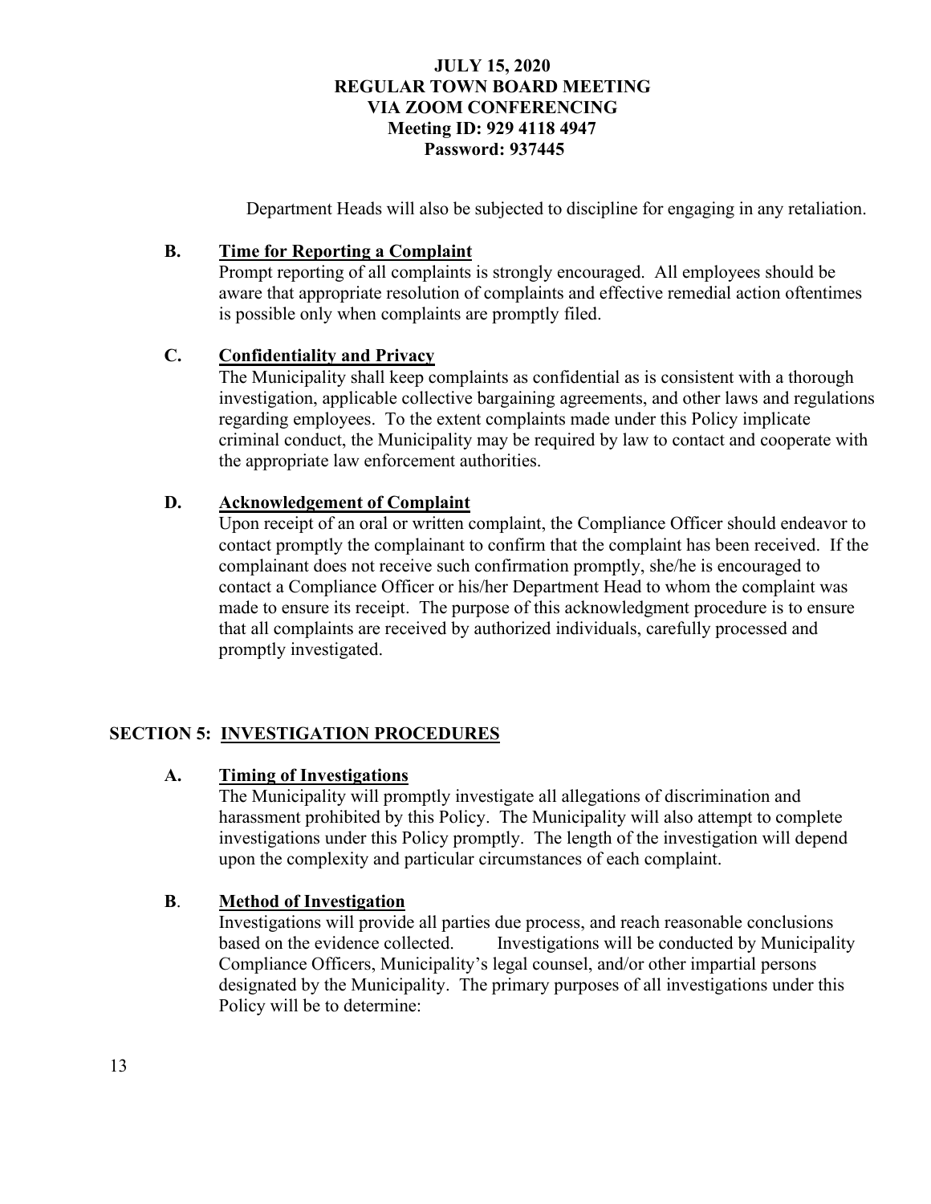Department Heads will also be subjected to discipline for engaging in any retaliation.

**B. Time for Reporting a Complaint**

Prompt reporting of all complaints is strongly encouraged. All employees should be aware that appropriate resolution of complaints and effective remedial action oftentimes is possible only when complaints are promptly filed.

**C. Confidentiality and Privacy**

The Municipality shall keep complaints as confidential as is consistent with a thorough investigation, applicable collective bargaining agreements, and other laws and regulations regarding employees. To the extent complaints made under this Policy implicate criminal conduct, the Municipality may be required by law to contact and cooperate with the appropriate law enforcement authorities.

**D. Acknowledgement of Complaint**

Upon receipt of an oral or written complaint, the Compliance Officer should endeavor to contact promptly the complainant to confirm that the complaint has been received. If the complainant does not receive such confirmation promptly, she/he is encouraged to contact a Compliance Officer or his/her Department Head to whom the complaint was made to ensure its receipt. The purpose of this acknowledgment procedure is to ensure that all complaints are received by authorized individuals, carefully processed and promptly investigated.

## SECTION 5: INVESTIGATION PROCEDURES

**A. Timing of Investigations**

The Municipality will promptly investigate all allegations of discrimination and harassment prohibited by this Policy. The Municipality will also attempt to complete investigations under this Policy promptly. The length of the investigation will depend upon the complexity and particular circumstances of each complaint.

**B. Method of Investigation**

Investigations will provide all parties due process, and reach reasonable conclusions based on the evidence collected. Investigations will be conducted by Municipality Compliance Officers, Municipality's legal counsel, and/or other impartial persons designated by the Municipality. The primary purposes of all investigations under this Policy will be to determine: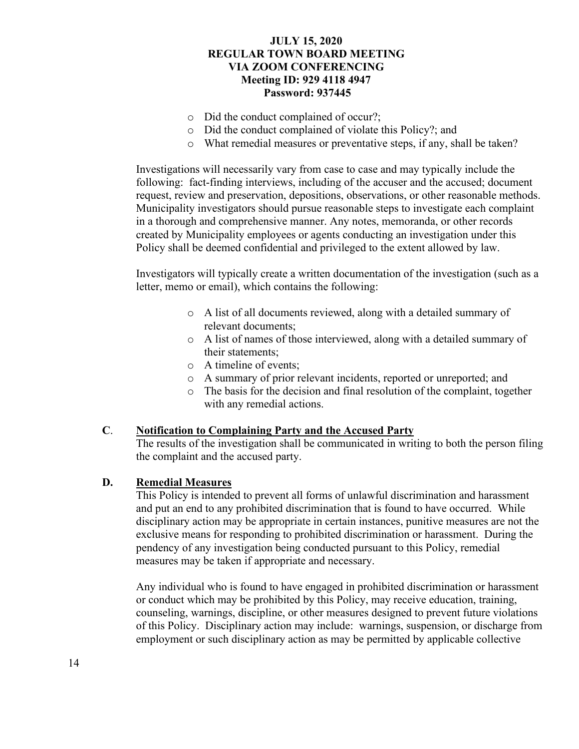- Did the conduct complained of occur?;
- Did the conduct complained of violate this Policy?; and
- What remedial measures or preventative steps, if any, shall be taken?

Investigations will necessarily vary from case to case and may typically include the following: fact-finding interviews, including of the accuser and the accused; document request, review and preservation, depositions, observations, or other reasonable methods. Municipality investigators should pursue reasonable steps to investigate each complaint in a thorough and comprehensive manner. Any notes, memoranda, or other records created by Municipality employees or agents conducting an investigation under this Policy shall be deemed confidential and privileged to the extent allowed by law.

Investigators will typically create a written documentation of the investigation (such as a letter, memo or email), which contains the following:

- A list of all documents reviewed, along with a detailed summary of relevant documents;
- A list of names of those interviewed, along with a detailed summary of their statements;
- A timeline of events;
- A summary of prior relevant incidents, reported or unreported; and
- The basis for the decision and final resolution of the complaint, together with any remedial actions.

**C**. **<u>Notification to Complaining Party and the Accused Party</u>**

The results of the investigation shall be communicated in writing to both the person filing the complaint and the accused party.

**D.** **<u>Remedial Measures</u>**

This Policy is intended to prevent all forms of unlawful discrimination and harassment and put an end to any prohibited discrimination that is found to have occurred. While disciplinary action may be appropriate in certain instances, punitive measures are not the exclusive means for responding to prohibited discrimination or harassment. During the pendency of any investigation being conducted pursuant to this Policy, remedial measures may be taken if appropriate and necessary.

Any individual who is found to have engaged in prohibited discrimination or harassment or conduct which may be prohibited by this Policy, may receive education, training, counseling, warnings, discipline, or other measures designed to prevent future violations of this Policy. Disciplinary action may include: warnings, suspension, or discharge from employment or such disciplinary action as may be permitted by applicable collective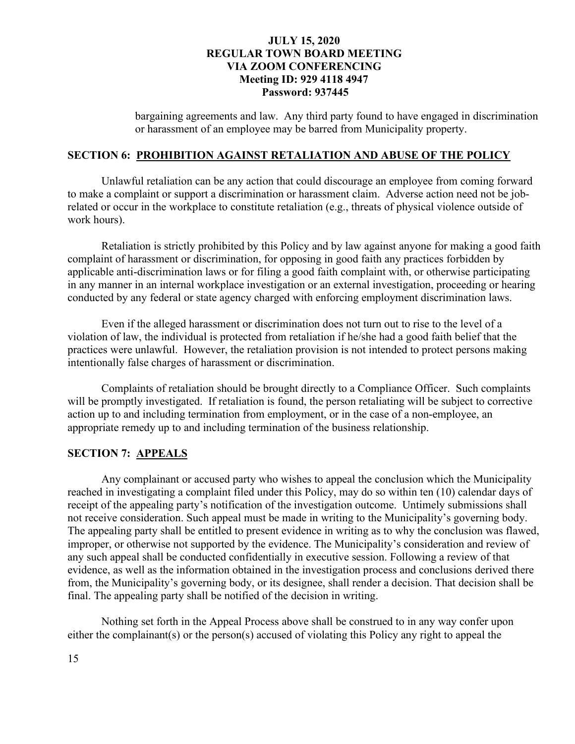bargaining agreements and law. Any third party found to have engaged in discrimination or harassment of an employee may be barred from Municipality property.

## SECTION 6: PROHIBITION AGAINST RETALIATION AND ABUSE OF THE POLICY

Unlawful retaliation can be any action that could discourage an employee from coming forward to make a complaint or support a discrimination or harassment claim. Adverse action need not be job-related or occur in the workplace to constitute retaliation (e.g., threats of physical violence outside of work hours).

Retaliation is strictly prohibited by this Policy and by law against anyone for making a good faith complaint of harassment or discrimination, for opposing in good faith any practices forbidden by applicable anti-discrimination laws or for filing a good faith complaint with, or otherwise participating in any manner in an internal workplace investigation or an external investigation, proceeding or hearing conducted by any federal or state agency charged with enforcing employment discrimination laws.

Even if the alleged harassment or discrimination does not turn out to rise to the level of a violation of law, the individual is protected from retaliation if he/she had a good faith belief that the practices were unlawful. However, the retaliation provision is not intended to protect persons making intentionally false charges of harassment or discrimination.

Complaints of retaliation should be brought directly to a Compliance Officer. Such complaints will be promptly investigated. If retaliation is found, the person retaliating will be subject to corrective action up to and including termination from employment, or in the case of a non-employee, an appropriate remedy up to and including termination of the business relationship.

## SECTION 7: APPEALS

Any complainant or accused party who wishes to appeal the conclusion which the Municipality reached in investigating a complaint filed under this Policy, may do so within ten (10) calendar days of receipt of the appealing party's notification of the investigation outcome. Untimely submissions shall not receive consideration. Such appeal must be made in writing to the Municipality's governing body. The appealing party shall be entitled to present evidence in writing as to why the conclusion was flawed, improper, or otherwise not supported by the evidence. The Municipality's consideration and review of any such appeal shall be conducted confidentially in executive session. Following a review of that evidence, as well as the information obtained in the investigation process and conclusions derived there from, the Municipality's governing body, or its designee, shall render a decision. That decision shall be final. The appealing party shall be notified of the decision in writing.

Nothing set forth in the Appeal Process above shall be construed to in any way confer upon either the complainant(s) or the person(s) accused of violating this Policy any right to appeal the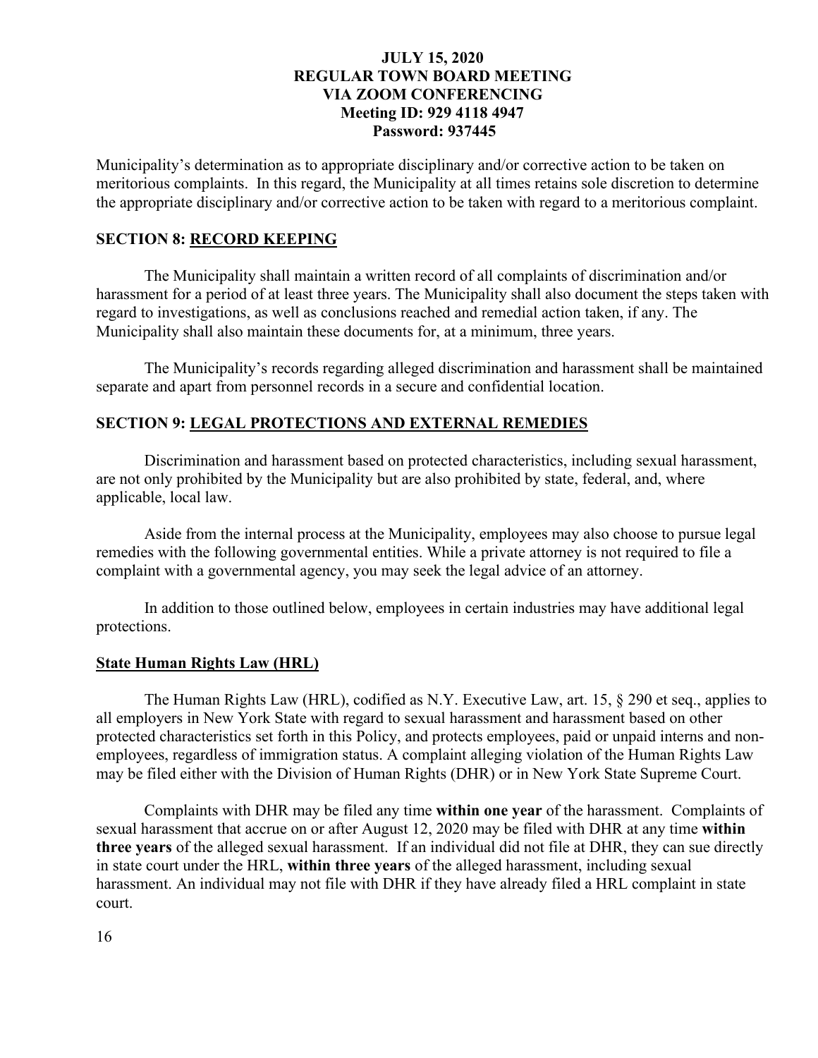Municipality's determination as to appropriate disciplinary and/or corrective action to be taken on meritorious complaints. In this regard, the Municipality at all times retains sole discretion to determine the appropriate disciplinary and/or corrective action to be taken with regard to a meritorious complaint.

## SECTION 8: RECORD KEEPING

The Municipality shall maintain a written record of all complaints of discrimination and/or harassment for a period of at least three years. The Municipality shall also document the steps taken with regard to investigations, as well as conclusions reached and remedial action taken, if any. The Municipality shall also maintain these documents for, at a minimum, three years.

The Municipality's records regarding alleged discrimination and harassment shall be maintained separate and apart from personnel records in a secure and confidential location.

## SECTION 9: LEGAL PROTECTIONS AND EXTERNAL REMEDIES

Discrimination and harassment based on protected characteristics, including sexual harassment, are not only prohibited by the Municipality but are also prohibited by state, federal, and, where applicable, local law.

Aside from the internal process at the Municipality, employees may also choose to pursue legal remedies with the following governmental entities. While a private attorney is not required to file a complaint with a governmental agency, you may seek the legal advice of an attorney.

In addition to those outlined below, employees in certain industries may have additional legal protections.

### State Human Rights Law (HRL)

The Human Rights Law (HRL), codified as N.Y. Executive Law, art. 15, § 290 et seq., applies to all employers in New York State with regard to sexual harassment and harassment based on other protected characteristics set forth in this Policy, and protects employees, paid or unpaid interns and non-employees, regardless of immigration status. A complaint alleging violation of the Human Rights Law may be filed either with the Division of Human Rights (DHR) or in New York State Supreme Court.

Complaints with DHR may be filed any time **within one year** of the harassment. Complaints of sexual harassment that accrue on or after August 12, 2020 may be filed with DHR at any time **within three years** of the alleged sexual harassment. If an individual did not file at DHR, they can sue directly in state court under the HRL, **within three years** of the alleged harassment, including sexual harassment. An individual may not file with DHR if they have already filed a HRL complaint in state court.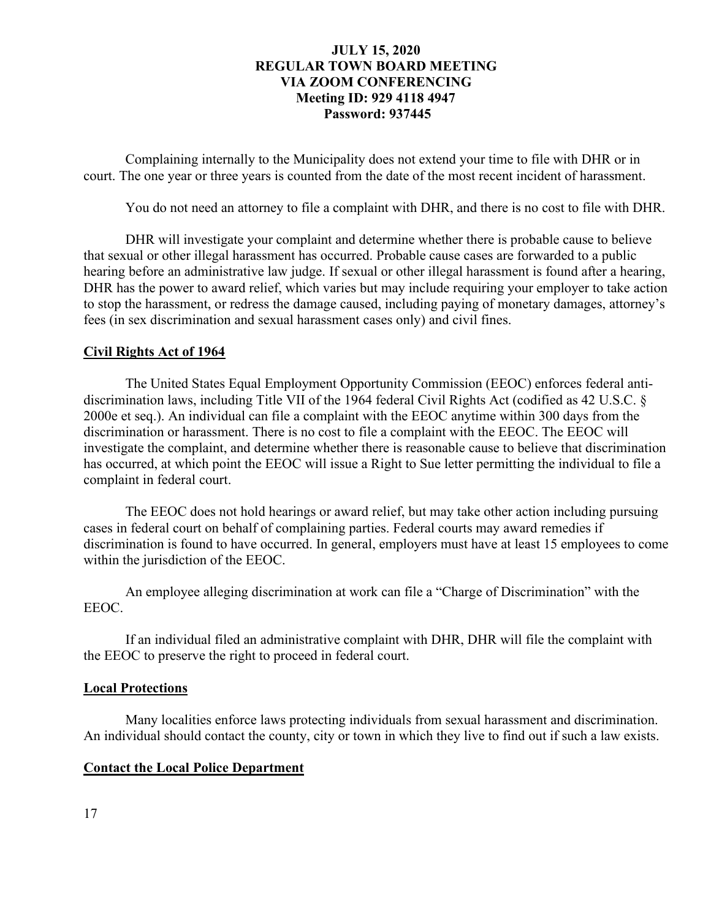Complaining internally to the Municipality does not extend your time to file with DHR or in court. The one year or three years is counted from the date of the most recent incident of harassment.

You do not need an attorney to file a complaint with DHR, and there is no cost to file with DHR.

DHR will investigate your complaint and determine whether there is probable cause to believe that sexual or other illegal harassment has occurred. Probable cause cases are forwarded to a public hearing before an administrative law judge. If sexual or other illegal harassment is found after a hearing, DHR has the power to award relief, which varies but may include requiring your employer to take action to stop the harassment, or redress the damage caused, including paying of monetary damages, attorney's fees (in sex discrimination and sexual harassment cases only) and civil fines.

## Civil Rights Act of 1964

The United States Equal Employment Opportunity Commission (EEOC) enforces federal anti-discrimination laws, including Title VII of the 1964 federal Civil Rights Act (codified as 42 U.S.C. § 2000e et seq.). An individual can file a complaint with the EEOC anytime within 300 days from the discrimination or harassment. There is no cost to file a complaint with the EEOC. The EEOC will investigate the complaint, and determine whether there is reasonable cause to believe that discrimination has occurred, at which point the EEOC will issue a Right to Sue letter permitting the individual to file a complaint in federal court.

The EEOC does not hold hearings or award relief, but may take other action including pursuing cases in federal court on behalf of complaining parties. Federal courts may award remedies if discrimination is found to have occurred. In general, employers must have at least 15 employees to come within the jurisdiction of the EEOC.

An employee alleging discrimination at work can file a "Charge of Discrimination" with the EEOC.

If an individual filed an administrative complaint with DHR, DHR will file the complaint with the EEOC to preserve the right to proceed in federal court.

## Local Protections

Many localities enforce laws protecting individuals from sexual harassment and discrimination. An individual should contact the county, city or town in which they live to find out if such a law exists.

## Contact the Local Police Department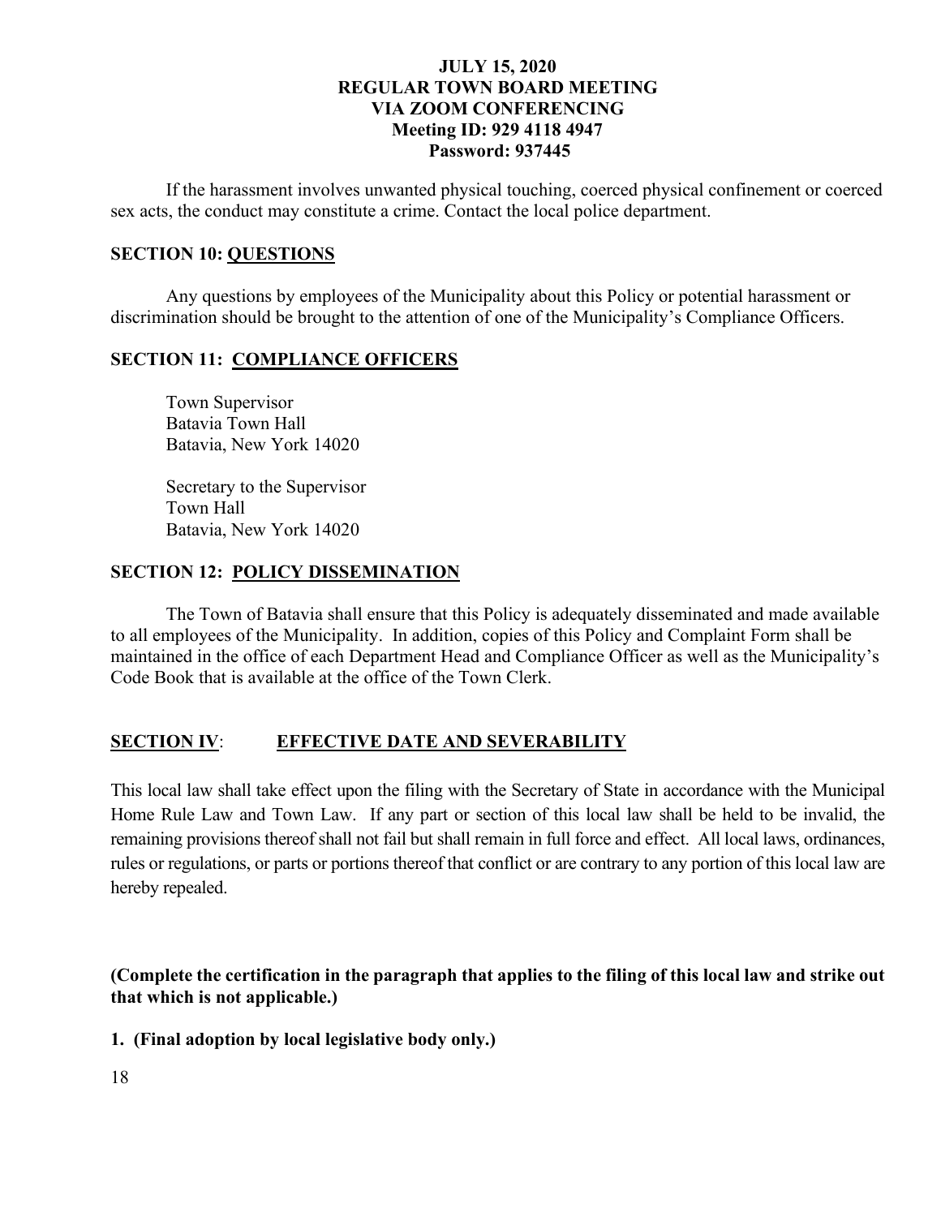If the harassment involves unwanted physical touching, coerced physical confinement or coerced sex acts, the conduct may constitute a crime. Contact the local police department.

**SECTION 10: QUESTIONS**

Any questions by employees of the Municipality about this Policy or potential harassment or discrimination should be brought to the attention of one of the Municipality's Compliance Officers.

**SECTION 11: COMPLIANCE OFFICERS**

Town Supervisor
Batavia Town Hall
Batavia, New York 14020

Secretary to the Supervisor
Town Hall
Batavia, New York 14020

**SECTION 12: POLICY DISSEMINATION**

The Town of Batavia shall ensure that this Policy is adequately disseminated and made available to all employees of the Municipality. In addition, copies of this Policy and Complaint Form shall be maintained in the office of each Department Head and Compliance Officer as well as the Municipality's Code Book that is available at the office of the Town Clerk.

**SECTION IV: EFFECTIVE DATE AND SEVERABILITY**

This local law shall take effect upon the filing with the Secretary of State in accordance with the Municipal Home Rule Law and Town Law. If any part or section of this local law shall be held to be invalid, the remaining provisions thereof shall not fail but shall remain in full force and effect. All local laws, ordinances, rules or regulations, or parts or portions thereof that conflict or are contrary to any portion of this local law are hereby repealed.

**(Complete the certification in the paragraph that applies to the filing of this local law and strike out that which is not applicable.)**

**1. (Final adoption by local legislative body only.)**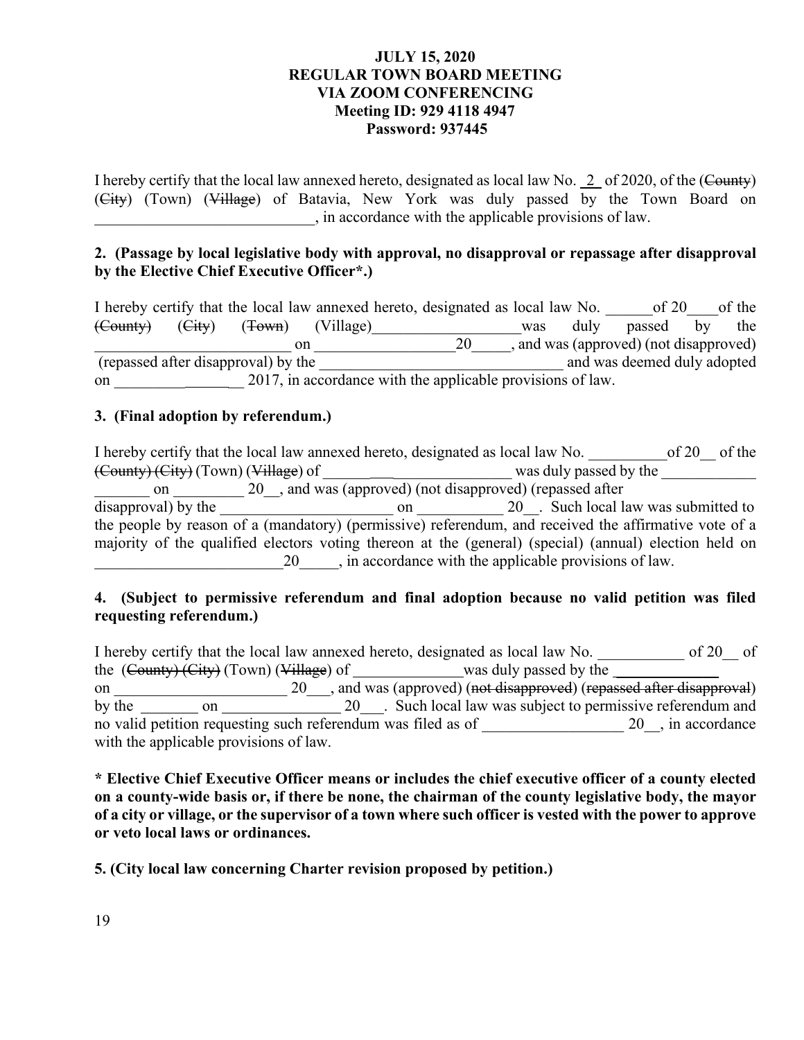**JULY 15, 2020**
**REGULAR TOWN BOARD MEETING**
**VIA ZOOM CONFERENCING**
**Meeting ID: 929 4118 4947**
**Password: 937445**

I hereby certify that the local law annexed hereto, designated as local law No. \_2\_ of 2020, of the (~~County~~) (~~City~~) (Town) (~~Village~~) of Batavia, New York was duly passed by the Town Board on \_\_\_\_\_\_\_\_\_\_\_\_\_\_\_\_\_\_\_\_\_\_\_\_\_\_\_\_, in accordance with the applicable provisions of law.

**2. (Passage by local legislative body with approval, no disapproval or repassage after disapproval by the Elective Chief Executive Officer*.)**

I hereby certify that the local law annexed hereto, designated as local law No. \_\_\_\_\_\_of 20\_\_\_\_of the (~~County~~) (~~City~~) (~~Town~~) (Village)\_\_\_\_\_\_\_\_\_\_\_\_\_\_\_\_\_\_\_was duly passed by the \_\_\_\_\_\_\_\_\_\_\_\_\_\_\_\_\_\_\_\_\_\_\_\_\_\_ on \_\_\_\_\_\_\_\_\_\_\_\_\_\_\_\_\_\_20\_\_\_\_\_, and was (approved) (not disapproved) (repassed after disapproval) by the \_\_\_\_\_\_\_\_\_\_\_\_\_\_\_\_\_\_\_\_\_\_\_\_\_\_\_\_\_\_\_\_ and was deemed duly adopted on \_\_\_\_\_\_\_\_\_\_\_\_\_\_\_\_\_\_ 2017, in accordance with the applicable provisions of law.

**3. (Final adoption by referendum.)**

I hereby certify that the local law annexed hereto, designated as local law No. \_\_\_\_\_\_\_\_\_\_of 20\_\_ of the (~~County~~) (~~City~~) (Town) (~~Village~~) of \_\_\_\_\_\_\_\_\_\_\_\_\_\_\_\_\_\_\_\_\_\_\_\_ was duly passed by the \_\_\_\_\_\_\_\_\_\_\_\_\_\_\_\_\_\_\_ on \_\_\_\_\_\_\_\_\_ 20\_\_, and was (approved) (not disapproved) (repassed after disapproval) by the \_\_\_\_\_\_\_\_\_\_\_\_\_\_\_\_\_\_\_\_\_\_ on \_\_\_\_\_\_\_\_\_\_\_ 20\_\_. Such local law was submitted to the people by reason of a (mandatory) (permissive) referendum, and received the affirmative vote of a majority of the qualified electors voting thereon at the (general) (special) (annual) election held on \_\_\_\_\_\_\_\_\_\_\_\_\_\_\_\_\_\_\_\_\_\_\_\_\_20\_\_\_\_\_, in accordance with the applicable provisions of law.

**4. (Subject to permissive referendum and final adoption because no valid petition was filed requesting referendum.)**

I hereby certify that the local law annexed hereto, designated as local law No. \_\_\_\_\_\_\_\_\_\_\_ of 20\_\_ of the (~~County~~) (~~City~~) (Town) (~~Village~~) of \_\_\_\_\_\_\_\_\_\_\_\_\_\_was duly passed by the \_\_\_\_\_\_\_\_\_\_\_\_\_\_ on \_\_\_\_\_\_\_\_\_\_\_\_\_\_\_\_\_\_\_\_\_\_ 20\_\_\_, and was (approved) (~~not disapproved~~) (~~repassed after disapproval~~) by the \_\_\_\_\_\_\_ on \_\_\_\_\_\_\_\_\_\_\_\_\_\_\_ 20\_\_\_. Such local law was subject to permissive referendum and no valid petition requesting such referendum was filed as of \_\_\_\_\_\_\_\_\_\_\_\_\_\_\_\_\_\_ 20\_\_, in accordance with the applicable provisions of law.

**\* Elective Chief Executive Officer means or includes the chief executive officer of a county elected on a county-wide basis or, if there be none, the chairman of the county legislative body, the mayor of a city or village, or the supervisor of a town where such officer is vested with the power to approve or veto local laws or ordinances.**

**5. (City local law concerning Charter revision proposed by petition.)**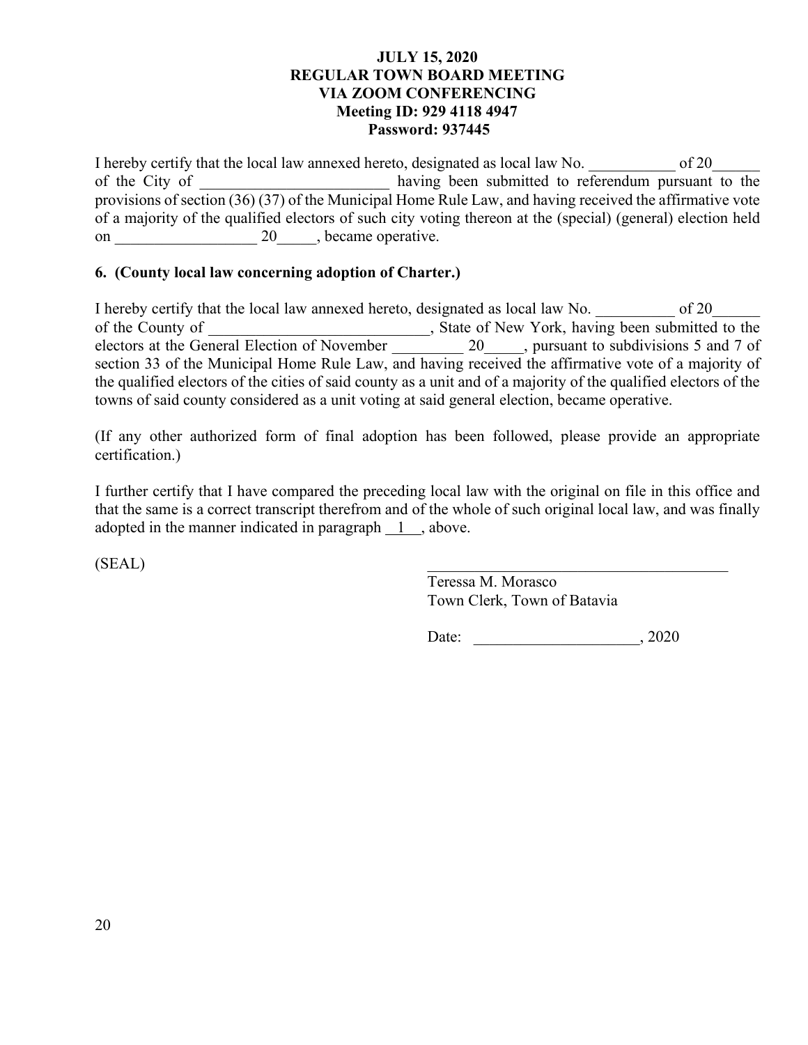I hereby certify that the local law annexed hereto, designated as local law No. ___________ of 20______ of the City of ________________________ having been submitted to referendum pursuant to the provisions of section (36) (37) of the Municipal Home Rule Law, and having received the affirmative vote of a majority of the qualified electors of such city voting thereon at the (special) (general) election held on __________________ 20_____, became operative.

**6. (County local law concerning adoption of Charter.)**

I hereby certify that the local law annexed hereto, designated as local law No. __________ of 20______ of the County of ____________________________, State of New York, having been submitted to the electors at the General Election of November _________ 20_____, pursuant to subdivisions 5 and 7 of section 33 of the Municipal Home Rule Law, and having received the affirmative vote of a majority of the qualified electors of the cities of said county as a unit and of a majority of the qualified electors of the towns of said county considered as a unit voting at said general election, became operative.

(If any other authorized form of final adoption has been followed, please provide an appropriate certification.)

I further certify that I have compared the preceding local law with the original on file in this office and that the same is a correct transcript therefrom and of the whole of such original local law, and was finally adopted in the manner indicated in paragraph __1__, above.

(SEAL)

________________________________________
Teressa M. Morasco
Town Clerk, Town of Batavia

Date: _____________________, 2020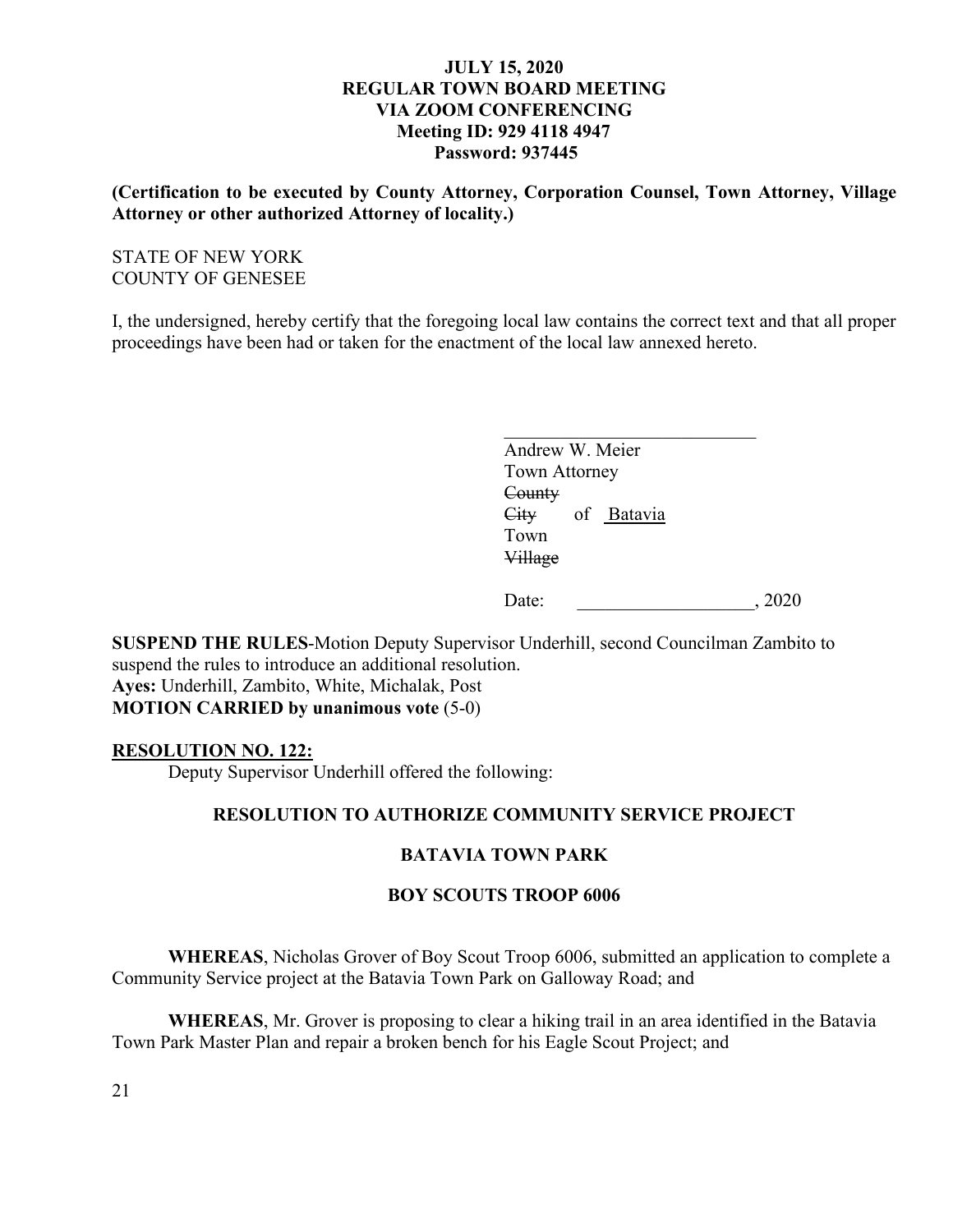**JULY 15, 2020**
**REGULAR TOWN BOARD MEETING**
**VIA ZOOM CONFERENCING**
**Meeting ID: 929 4118 4947**
**Password: 937445**

**(Certification to be executed by County Attorney, Corporation Counsel, Town Attorney, Village Attorney or other authorized Attorney of locality.)**

STATE OF NEW YORK
COUNTY OF GENESEE

I, the undersigned, hereby certify that the foregoing local law contains the correct text and that all proper proceedings have been had or taken for the enactment of the local law annexed hereto.

\_\_\_\_\_\_\_\_\_\_\_\_\_\_\_\_\_\_\_\_\_\_\_\_\_\_\_\_
Andrew W. Meier
Town Attorney
~~County~~
~~City~~ of Batavia
Town
~~Village~~

Date: \_\_\_\_\_\_\_\_\_\_\_\_\_\_\_\_\_\_\_, 2020

**SUSPEND THE RULES**-Motion Deputy Supervisor Underhill, second Councilman Zambito to suspend the rules to introduce an additional resolution.
**Ayes:** Underhill, Zambito, White, Michalak, Post
**MOTION CARRIED by unanimous vote** (5-0)

**RESOLUTION NO. 122:**

Deputy Supervisor Underhill offered the following:

**RESOLUTION TO AUTHORIZE COMMUNITY SERVICE PROJECT**

**BATAVIA TOWN PARK**

**BOY SCOUTS TROOP 6006**

**WHEREAS**, Nicholas Grover of Boy Scout Troop 6006, submitted an application to complete a Community Service project at the Batavia Town Park on Galloway Road; and

**WHEREAS**, Mr. Grover is proposing to clear a hiking trail in an area identified in the Batavia Town Park Master Plan and repair a broken bench for his Eagle Scout Project; and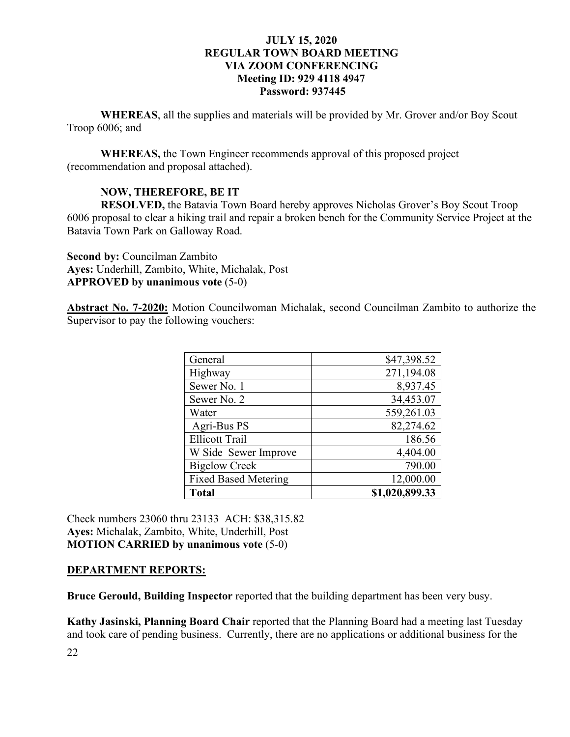**WHEREAS**, all the supplies and materials will be provided by Mr. Grover and/or Boy Scout Troop 6006; and

**WHEREAS,** the Town Engineer recommends approval of this proposed project (recommendation and proposal attached).

**NOW, THEREFORE, BE IT**
**RESOLVED,** the Batavia Town Board hereby approves Nicholas Grover's Boy Scout Troop 6006 proposal to clear a hiking trail and repair a broken bench for the Community Service Project at the Batavia Town Park on Galloway Road.

**Second by:** Councilman Zambito
**Ayes:** Underhill, Zambito, White, Michalak, Post
**APPROVED by unanimous vote** (5-0)

**Abstract No. 7-2020:** Motion Councilwoman Michalak, second Councilman Zambito to authorize the Supervisor to pay the following vouchers:

| | |
|---|---:|
| General | $47,398.52 |
| Highway | 271,194.08 |
| Sewer No. 1 | 8,937.45 |
| Sewer No. 2 | 34,453.07 |
| Water | 559,261.03 |
| Agri-Bus PS | 82,274.62 |
| Ellicott Trail | 186.56 |
| W Side Sewer Improve | 4,404.00 |
| Bigelow Creek | 790.00 |
| Fixed Based Metering | 12,000.00 |
| **Total** | **$1,020,899.33** |

Check numbers 23060 thru 23133 ACH: $38,315.82
**Ayes:** Michalak, Zambito, White, Underhill, Post
**MOTION CARRIED by unanimous vote** (5-0)

## DEPARTMENT REPORTS:

**Bruce Gerould, Building Inspector** reported that the building department has been very busy.

**Kathy Jasinski, Planning Board Chair** reported that the Planning Board had a meeting last Tuesday and took care of pending business. Currently, there are no applications or additional business for the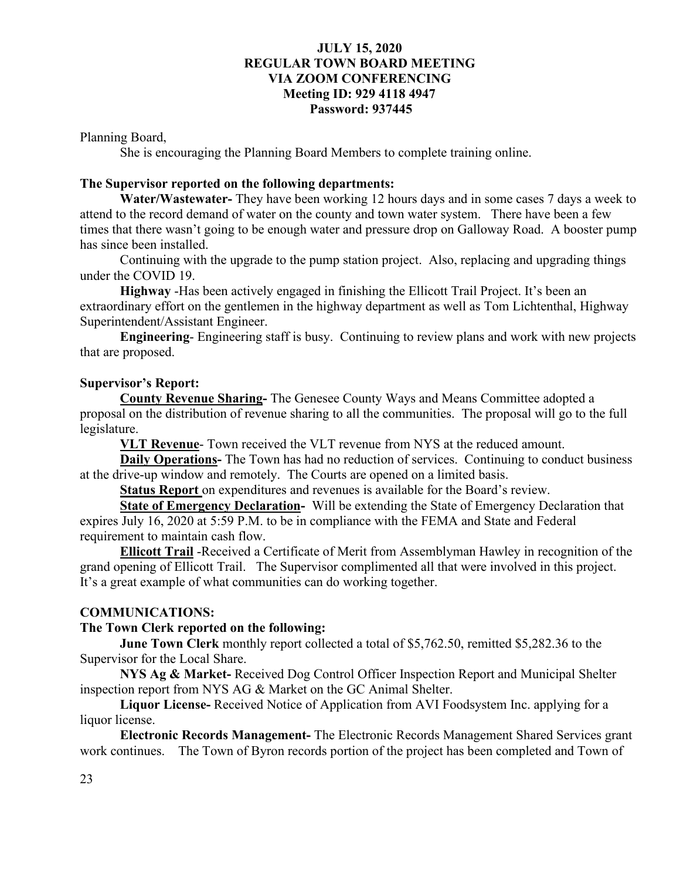Planning Board,

She is encouraging the Planning Board Members to complete training online.

**The Supervisor reported on the following departments:**

**Water/Wastewater-** They have been working 12 hours days and in some cases 7 days a week to attend to the record demand of water on the county and town water system. There have been a few times that there wasn't going to be enough water and pressure drop on Galloway Road. A booster pump has since been installed.

Continuing with the upgrade to the pump station project. Also, replacing and upgrading things under the COVID 19.

**Highway** -Has been actively engaged in finishing the Ellicott Trail Project. It's been an extraordinary effort on the gentlemen in the highway department as well as Tom Lichtenthal, Highway Superintendent/Assistant Engineer.

**Engineering**- Engineering staff is busy. Continuing to review plans and work with new projects that are proposed.

**Supervisor's Report:**

**County Revenue Sharing-** The Genesee County Ways and Means Committee adopted a proposal on the distribution of revenue sharing to all the communities. The proposal will go to the full legislature.

**VLT Revenue**- Town received the VLT revenue from NYS at the reduced amount.

**Daily Operations-** The Town has had no reduction of services. Continuing to conduct business at the drive-up window and remotely. The Courts are opened on a limited basis.

**Status Report** on expenditures and revenues is available for the Board's review.

**State of Emergency Declaration-** Will be extending the State of Emergency Declaration that expires July 16, 2020 at 5:59 P.M. to be in compliance with the FEMA and State and Federal requirement to maintain cash flow.

**Ellicott Trail** -Received a Certificate of Merit from Assemblyman Hawley in recognition of the grand opening of Ellicott Trail. The Supervisor complimented all that were involved in this project. It's a great example of what communities can do working together.

**COMMUNICATIONS:**

**The Town Clerk reported on the following:**

**June Town Clerk** monthly report collected a total of $5,762.50, remitted $5,282.36 to the Supervisor for the Local Share.

**NYS Ag & Market-** Received Dog Control Officer Inspection Report and Municipal Shelter inspection report from NYS AG & Market on the GC Animal Shelter.

**Liquor License-** Received Notice of Application from AVI Foodsystem Inc. applying for a liquor license.

**Electronic Records Management-** The Electronic Records Management Shared Services grant work continues. The Town of Byron records portion of the project has been completed and Town of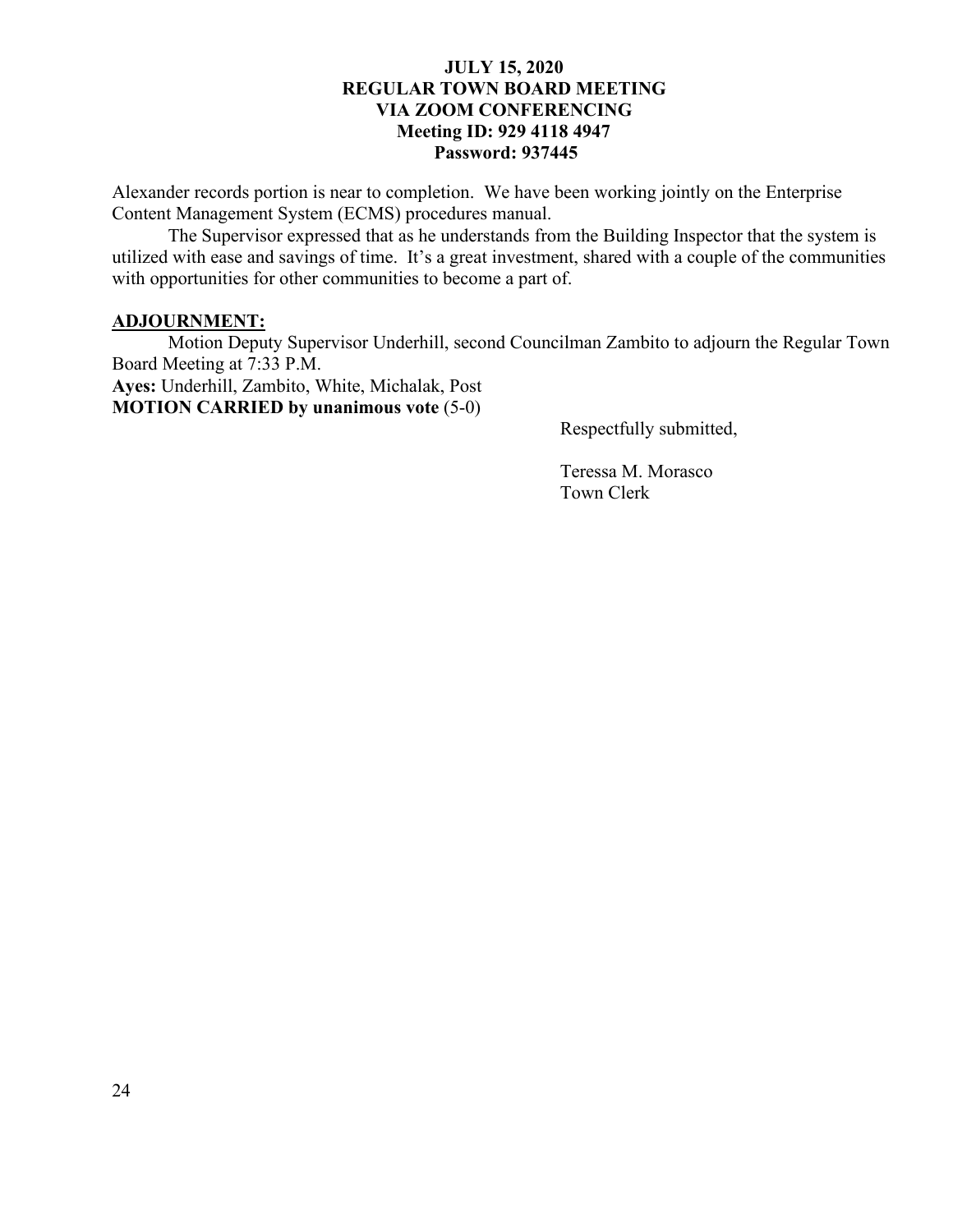Alexander records portion is near to completion. We have been working jointly on the Enterprise Content Management System (ECMS) procedures manual.

The Supervisor expressed that as he understands from the Building Inspector that the system is utilized with ease and savings of time. It's a great investment, shared with a couple of the communities with opportunities for other communities to become a part of.

**ADJOURNMENT:**

Motion Deputy Supervisor Underhill, second Councilman Zambito to adjourn the Regular Town Board Meeting at 7:33 P.M.

**Ayes:** Underhill, Zambito, White, Michalak, Post
**MOTION CARRIED by unanimous vote** (5-0)

Respectfully submitted,

Teressa M. Morasco
Town Clerk